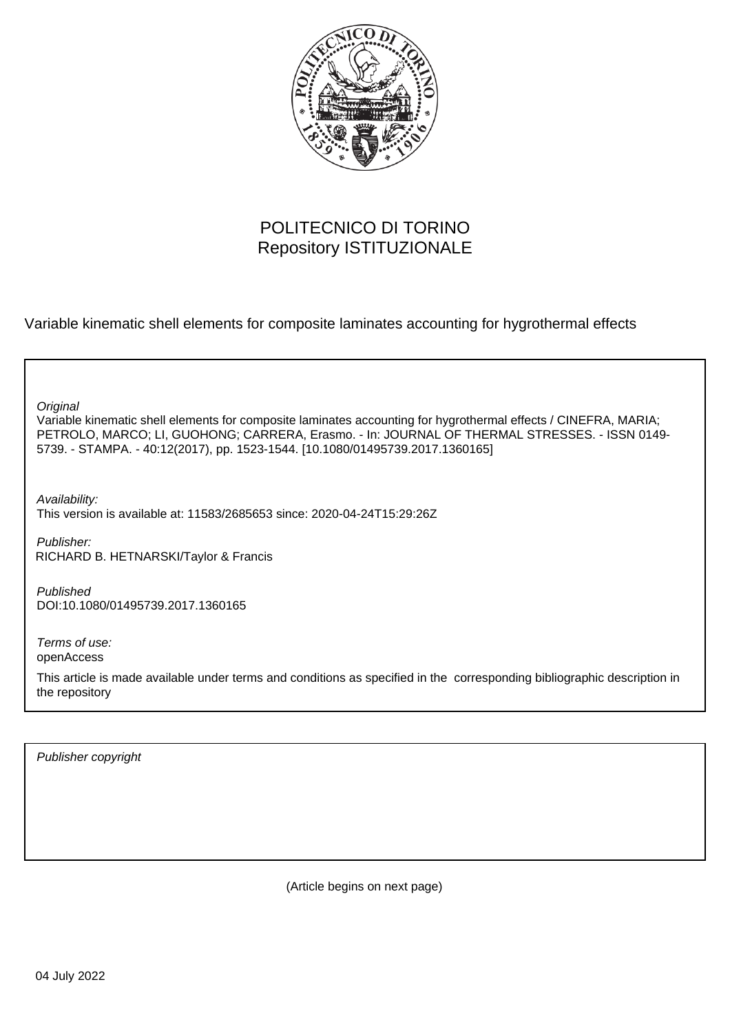POLITECNICO DI TORINO
Repository ISTITUZIONALE

Variable kinematic shell elements for composite laminates accounting for hygrothermal effects

*Original*
Variable kinematic shell elements for composite laminates accounting for hygrothermal effects / CINEFRA, MARIA; PETROLO, MARCO; LI, GUOHONG; CARRERA, Erasmo. - In: JOURNAL OF THERMAL STRESSES. - ISSN 0149-5739. - STAMPA. - 40:12(2017), pp. 1523-1544. [10.1080/01495739.2017.1360165]

*Availability:*
This version is available at: 11583/2685653 since: 2020-04-24T15:29:26Z

*Publisher:*
RICHARD B. HETNARSKI/Taylor & Francis

*Published*
DOI:10.1080/01495739.2017.1360165

*Terms of use:*
openAccess

This article is made available under terms and conditions as specified in the corresponding bibliographic description in the repository

*Publisher copyright*

(Article begins on next page)

04 July 2022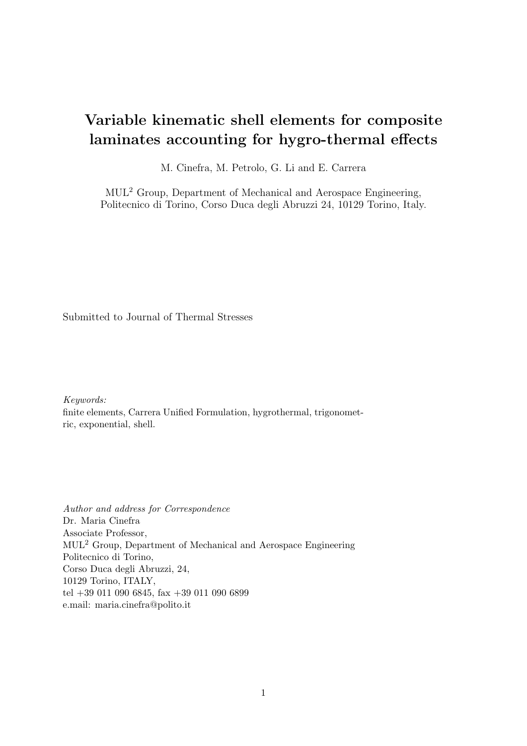# Variable kinematic shell elements for composite laminates accounting for hygro-thermal effects

M. Cinefra, M. Petrolo, G. Li and E. Carrera

MUL[2] Group, Department of Mechanical and Aerospace Engineering, Politecnico di Torino, Corso Duca degli Abruzzi 24, 10129 Torino, Italy.

Submitted to Journal of Thermal Stresses

*Keywords:*
finite elements, Carrera Unified Formulation, hygrothermal, trigonometric, exponential, shell.

*Author and address for Correspondence*
Dr. Maria Cinefra
Associate Professor,
MUL[2] Group, Department of Mechanical and Aerospace Engineering
Politecnico di Torino,
Corso Duca degli Abruzzi, 24,
10129 Torino, ITALY,
tel +39 011 090 6845, fax +39 011 090 6899
e.mail: maria.cinefra@polito.it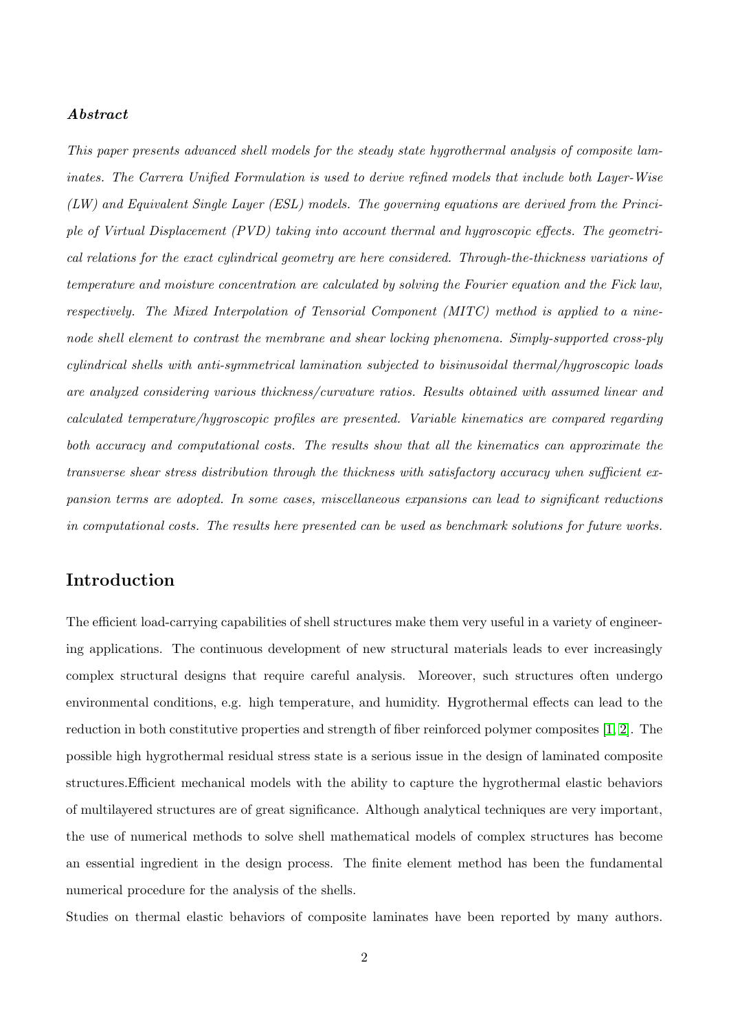### *Abstract*

*This paper presents advanced shell models for the steady state hygrothermal analysis of composite laminates. The Carrera Unified Formulation is used to derive refined models that include both Layer-Wise (LW) and Equivalent Single Layer (ESL) models. The governing equations are derived from the Principle of Virtual Displacement (PVD) taking into account thermal and hygroscopic effects. The geometrical relations for the exact cylindrical geometry are here considered. Through-the-thickness variations of temperature and moisture concentration are calculated by solving the Fourier equation and the Fick law, respectively. The Mixed Interpolation of Tensorial Component (MITC) method is applied to a nine-node shell element to contrast the membrane and shear locking phenomena. Simply-supported cross-ply cylindrical shells with anti-symmetrical lamination subjected to bisinusoidal thermal/hygroscopic loads are analyzed considering various thickness/curvature ratios. Results obtained with assumed linear and calculated temperature/hygroscopic profiles are presented. Variable kinematics are compared regarding both accuracy and computational costs. The results show that all the kinematics can approximate the transverse shear stress distribution through the thickness with satisfactory accuracy when sufficient expansion terms are adopted. In some cases, miscellaneous expansions can lead to significant reductions in computational costs. The results here presented can be used as benchmark solutions for future works.*

## Introduction

The efficient load-carrying capabilities of shell structures make them very useful in a variety of engineering applications. The continuous development of new structural materials leads to ever increasingly complex structural designs that require careful analysis. Moreover, such structures often undergo environmental conditions, e.g. high temperature, and humidity. Hygrothermal effects can lead to the reduction in both constitutive properties and strength of fiber reinforced polymer composites [1, 2]. The possible high hygrothermal residual stress state is a serious issue in the design of laminated composite structures.Efficient mechanical models with the ability to capture the hygrothermal elastic behaviors of multilayered structures are of great significance. Although analytical techniques are very important, the use of numerical methods to solve shell mathematical models of complex structures has become an essential ingredient in the design process. The finite element method has been the fundamental numerical procedure for the analysis of the shells.

Studies on thermal elastic behaviors of composite laminates have been reported by many authors.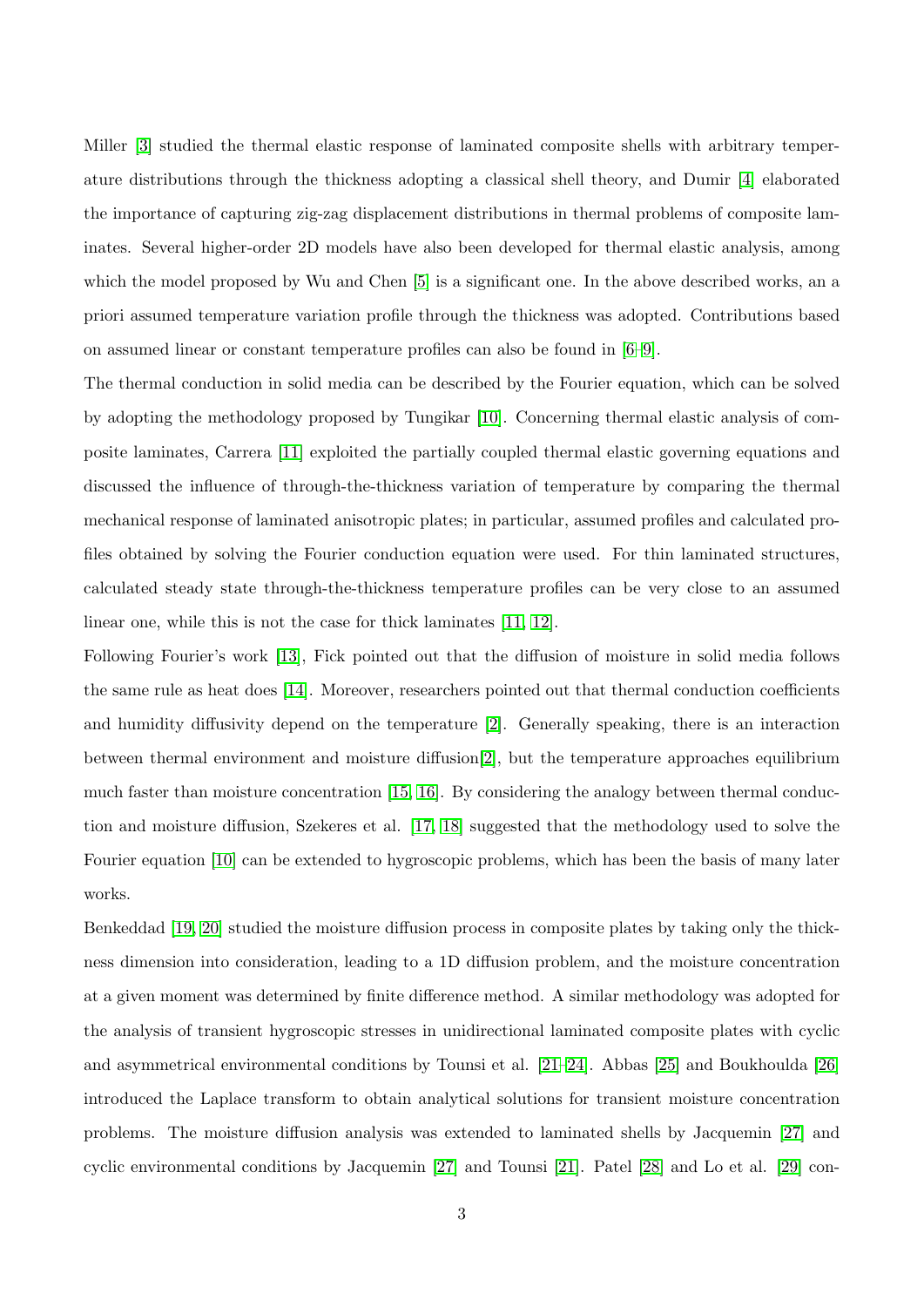Miller [3] studied the thermal elastic response of laminated composite shells with arbitrary temperature distributions through the thickness adopting a classical shell theory, and Dumir [4] elaborated the importance of capturing zig-zag displacement distributions in thermal problems of composite laminates. Several higher-order 2D models have also been developed for thermal elastic analysis, among which the model proposed by Wu and Chen [5] is a significant one. In the above described works, an a priori assumed temperature variation profile through the thickness was adopted. Contributions based on assumed linear or constant temperature profiles can also be found in [6–9].

The thermal conduction in solid media can be described by the Fourier equation, which can be solved by adopting the methodology proposed by Tungikar [10]. Concerning thermal elastic analysis of composite laminates, Carrera [11] exploited the partially coupled thermal elastic governing equations and discussed the influence of through-the-thickness variation of temperature by comparing the thermal mechanical response of laminated anisotropic plates; in particular, assumed profiles and calculated profiles obtained by solving the Fourier conduction equation were used. For thin laminated structures, calculated steady state through-the-thickness temperature profiles can be very close to an assumed linear one, while this is not the case for thick laminates [11, 12].

Following Fourier's work [13], Fick pointed out that the diffusion of moisture in solid media follows the same rule as heat does [14]. Moreover, researchers pointed out that thermal conduction coefficients and humidity diffusivity depend on the temperature [2]. Generally speaking, there is an interaction between thermal environment and moisture diffusion[2], but the temperature approaches equilibrium much faster than moisture concentration [15, 16]. By considering the analogy between thermal conduction and moisture diffusion, Szekeres et al. [17, 18] suggested that the methodology used to solve the Fourier equation [10] can be extended to hygroscopic problems, which has been the basis of many later works.

Benkeddad [19, 20] studied the moisture diffusion process in composite plates by taking only the thickness dimension into consideration, leading to a 1D diffusion problem, and the moisture concentration at a given moment was determined by finite difference method. A similar methodology was adopted for the analysis of transient hygroscopic stresses in unidirectional laminated composite plates with cyclic and asymmetrical environmental conditions by Tounsi et al. [21–24]. Abbas [25] and Boukhoulda [26] introduced the Laplace transform to obtain analytical solutions for transient moisture concentration problems. The moisture diffusion analysis was extended to laminated shells by Jacquemin [27] and cyclic environmental conditions by Jacquemin [27] and Tounsi [21]. Patel [28] and Lo et al. [29] con-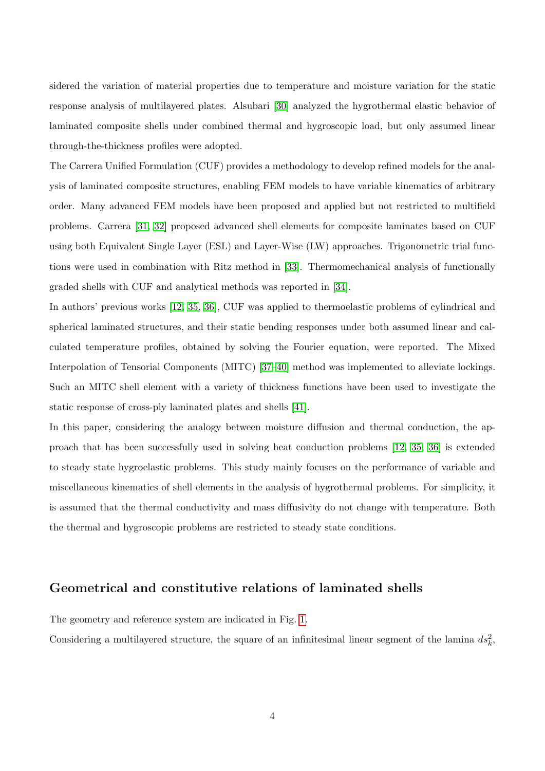sidered the variation of material properties due to temperature and moisture variation for the static response analysis of multilayered plates. Alsubari [30] analyzed the hygrothermal elastic behavior of laminated composite shells under combined thermal and hygroscopic load, but only assumed linear through-the-thickness profiles were adopted.

The Carrera Unified Formulation (CUF) provides a methodology to develop refined models for the analysis of laminated composite structures, enabling FEM models to have variable kinematics of arbitrary order. Many advanced FEM models have been proposed and applied but not restricted to multifield problems. Carrera [31, 32] proposed advanced shell elements for composite laminates based on CUF using both Equivalent Single Layer (ESL) and Layer-Wise (LW) approaches. Trigonometric trial functions were used in combination with Ritz method in [33]. Thermomechanical analysis of functionally graded shells with CUF and analytical methods was reported in [34].

In authors' previous works [12, 35, 36], CUF was applied to thermoelastic problems of cylindrical and spherical laminated structures, and their static bending responses under both assumed linear and calculated temperature profiles, obtained by solving the Fourier equation, were reported. The Mixed Interpolation of Tensorial Components (MITC) [37–40] method was implemented to alleviate lockings. Such an MITC shell element with a variety of thickness functions have been used to investigate the static response of cross-ply laminated plates and shells [41].

In this paper, considering the analogy between moisture diffusion and thermal conduction, the approach that has been successfully used in solving heat conduction problems [12, 35, 36] is extended to steady state hygroelastic problems. This study mainly focuses on the performance of variable and miscellaneous kinematics of shell elements in the analysis of hygrothermal problems. For simplicity, it is assumed that the thermal conductivity and mass diffusivity do not change with temperature. Both the thermal and hygroscopic problems are restricted to steady state conditions.

## Geometrical and constitutive relations of laminated shells

The geometry and reference system are indicated in Fig. 1.

Considering a multilayered structure, the square of an infinitesimal linear segment of the lamina $ds_k^2$,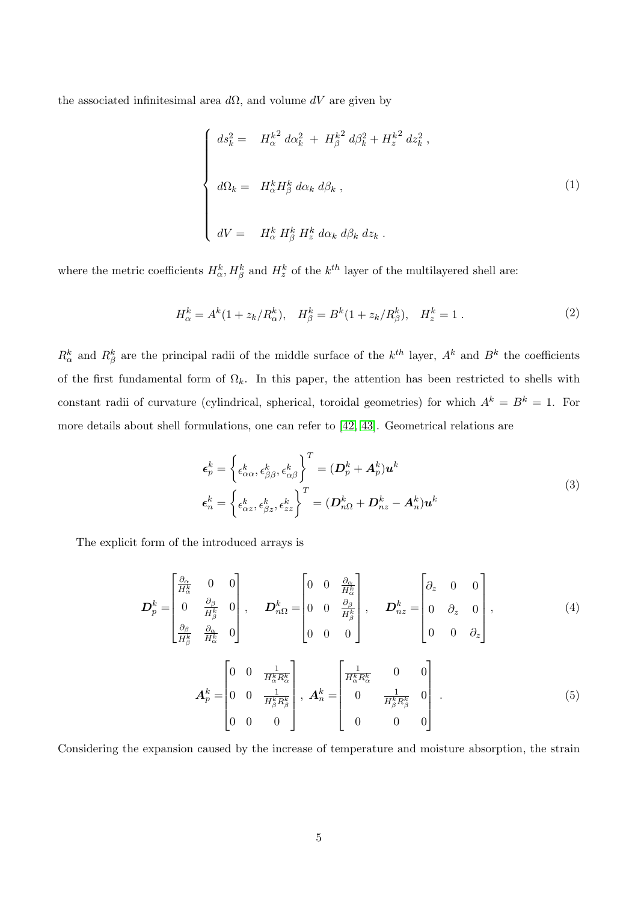the associated infinitesimal area $d\Omega$, and volume $dV$ are given by

$$
\begin{cases}
ds_k^2 = & {H_\alpha^k}^2\, d\alpha_k^2 \, + \, {H_\beta^k}^2\, d\beta_k^2 + {H_z^k}^2\, dz_k^2 \, , \\
\\
d\Omega_k = & H_\alpha^k H_\beta^k \, d\alpha_k \, d\beta_k \, , \\
\\
dV = & H_\alpha^k \, H_\beta^k \, H_z^k \, d\alpha_k \, d\beta_k \, dz_k \, .
\end{cases}
\tag{1}
$$

where the metric coefficients $H_\alpha^k, H_\beta^k$ and $H_z^k$ of the $k^{th}$ layer of the multilayered shell are:

$$
H_\alpha^k = A^k(1 + z_k/R_\alpha^k), \quad H_\beta^k = B^k(1 + z_k/R_\beta^k), \quad H_z^k = 1 \, . \tag{2}
$$

$R_\alpha^k$ and $R_\beta^k$ are the principal radii of the middle surface of the $k^{th}$ layer, $A^k$ and $B^k$ the coefficients of the first fundamental form of $\Omega_k$. In this paper, the attention has been restricted to shells with constant radii of curvature (cylindrical, spherical, toroidal geometries) for which $A^k = B^k = 1$. For more details about shell formulations, one can refer to [42, 43]. Geometrical relations are

$$
\begin{aligned}
\boldsymbol{\epsilon}_p^k &= \left\{ \epsilon_{\alpha\alpha}^k, \epsilon_{\beta\beta}^k, \epsilon_{\alpha\beta}^k \right\}^T = (\boldsymbol{D}_p^k + \boldsymbol{A}_p^k)\boldsymbol{u}^k \\
\boldsymbol{\epsilon}_n^k &= \left\{ \epsilon_{\alpha z}^k, \epsilon_{\beta z}^k, \epsilon_{zz}^k \right\}^T = (\boldsymbol{D}_{n\Omega}^k + \boldsymbol{D}_{nz}^k - \boldsymbol{A}_n^k)\boldsymbol{u}^k
\end{aligned}
\tag{3}
$$

The explicit form of the introduced arrays is

$$
\boldsymbol{D}_p^k = \begin{bmatrix} \frac{\partial_\alpha}{H_\alpha^k} & 0 & 0 \\ 0 & \frac{\partial_\beta}{H_\beta^k} & 0 \\ \frac{\partial_\beta}{H_\beta^k} & \frac{\partial_\alpha}{H_\alpha^k} & 0 \end{bmatrix}, \quad \boldsymbol{D}_{n\Omega}^k = \begin{bmatrix} 0 & 0 & \frac{\partial_\alpha}{H_\alpha^k} \\ 0 & 0 & \frac{\partial_\beta}{H_\beta^k} \\ 0 & 0 & 0 \end{bmatrix}, \quad \boldsymbol{D}_{nz}^k = \begin{bmatrix} \partial_z & 0 & 0 \\ 0 & \partial_z & 0 \\ 0 & 0 & \partial_z \end{bmatrix}, \tag{4}
$$

$$
\boldsymbol{A}_p^k = \begin{bmatrix} 0 & 0 & \frac{1}{H_\alpha^k R_\alpha^k} \\ 0 & 0 & \frac{1}{H_\beta^k R_\beta^k} \\ 0 & 0 & 0 \end{bmatrix}, \; \boldsymbol{A}_n^k = \begin{bmatrix} \frac{1}{H_\alpha^k R_\alpha^k} & 0 & 0 \\ 0 & \frac{1}{H_\beta^k R_\beta^k} & 0 \\ 0 & 0 & 0 \end{bmatrix} \, . \tag{5}
$$

Considering the expansion caused by the increase of temperature and moisture absorption, the strain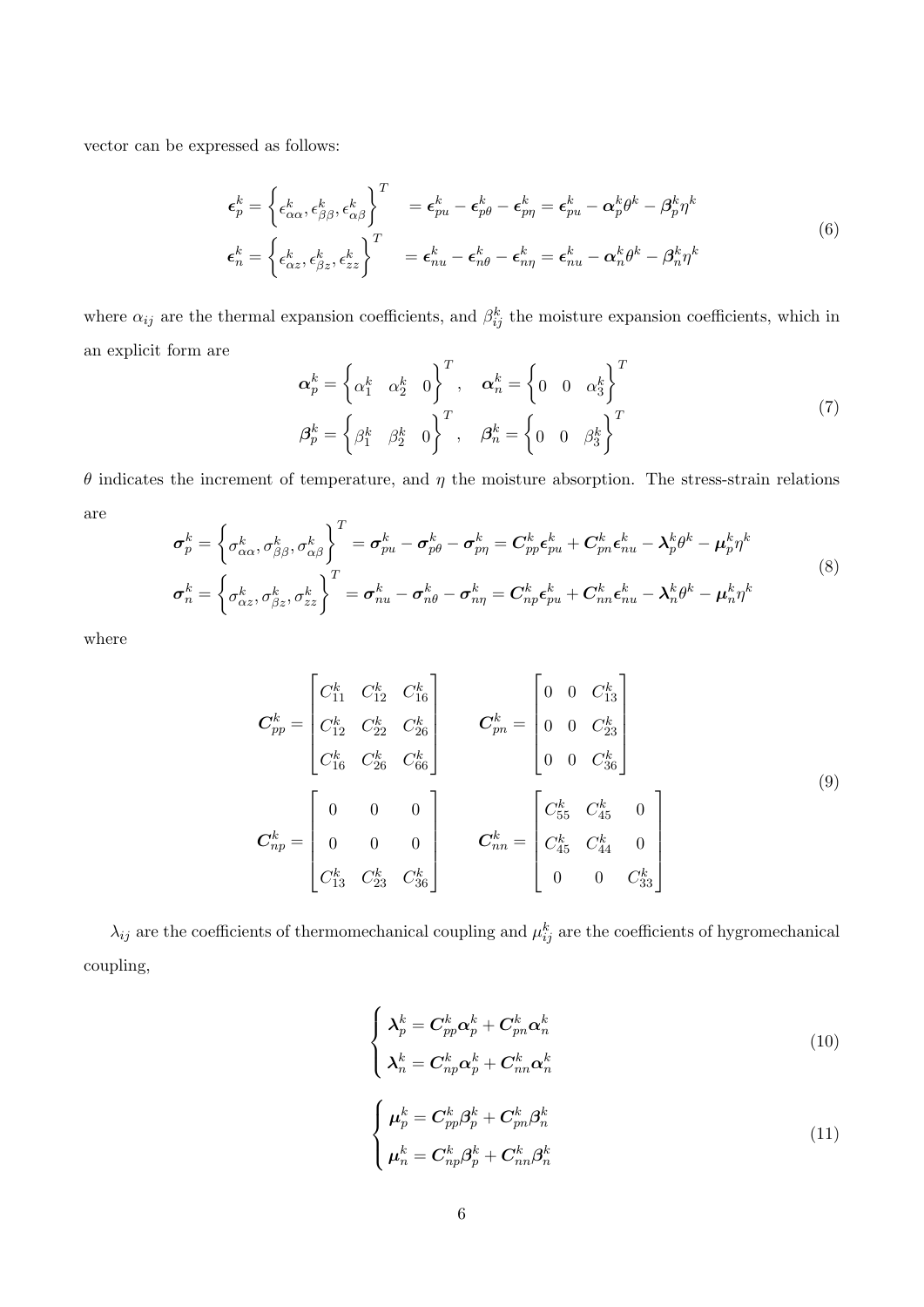vector can be expressed as follows:

$$
\begin{aligned}
\boldsymbol{\epsilon}_p^k = \left\{\epsilon_{\alpha\alpha}^k, \epsilon_{\beta\beta}^k, \epsilon_{\alpha\beta}^k\right\}^T &= \boldsymbol{\epsilon}_{pu}^k - \boldsymbol{\epsilon}_{p\theta}^k - \boldsymbol{\epsilon}_{p\eta}^k = \boldsymbol{\epsilon}_{pu}^k - \boldsymbol{\alpha}_p^k \theta^k - \boldsymbol{\beta}_p^k \eta^k \\
\boldsymbol{\epsilon}_n^k = \left\{\epsilon_{\alpha z}^k, \epsilon_{\beta z}^k, \epsilon_{zz}^k\right\}^T &= \boldsymbol{\epsilon}_{nu}^k - \boldsymbol{\epsilon}_{n\theta}^k - \boldsymbol{\epsilon}_{n\eta}^k = \boldsymbol{\epsilon}_{nu}^k - \boldsymbol{\alpha}_n^k \theta^k - \boldsymbol{\beta}_n^k \eta^k
\end{aligned}
\tag{6}
$$

where $\alpha_{ij}$ are the thermal expansion coefficients, and $\beta_{ij}^k$ the moisture expansion coefficients, which in an explicit form are

$$
\begin{aligned}
\boldsymbol{\alpha}_p^k = \left\{\alpha_1^k \quad \alpha_2^k \quad 0\right\}^T, \quad \boldsymbol{\alpha}_n^k = \left\{0 \quad 0 \quad \alpha_3^k\right\}^T \\
\boldsymbol{\beta}_p^k = \left\{\beta_1^k \quad \beta_2^k \quad 0\right\}^T, \quad \boldsymbol{\beta}_n^k = \left\{0 \quad 0 \quad \beta_3^k\right\}^T
\end{aligned}
\tag{7}
$$

$\theta$ indicates the increment of temperature, and $\eta$ the moisture absorption. The stress-strain relations are

$$
\begin{aligned}
\boldsymbol{\sigma}_p^k = \left\{\sigma_{\alpha\alpha}^k, \sigma_{\beta\beta}^k, \sigma_{\alpha\beta}^k\right\}^T = \boldsymbol{\sigma}_{pu}^k - \boldsymbol{\sigma}_{p\theta}^k - \boldsymbol{\sigma}_{p\eta}^k = \boldsymbol{C}_{pp}^k \boldsymbol{\epsilon}_{pu}^k + \boldsymbol{C}_{pn}^k \boldsymbol{\epsilon}_{nu}^k - \boldsymbol{\lambda}_p^k \theta^k - \boldsymbol{\mu}_p^k \eta^k \\
\boldsymbol{\sigma}_n^k = \left\{\sigma_{\alpha z}^k, \sigma_{\beta z}^k, \sigma_{zz}^k\right\}^T = \boldsymbol{\sigma}_{nu}^k - \boldsymbol{\sigma}_{n\theta}^k - \boldsymbol{\sigma}_{n\eta}^k = \boldsymbol{C}_{np}^k \boldsymbol{\epsilon}_{pu}^k + \boldsymbol{C}_{nn}^k \boldsymbol{\epsilon}_{nu}^k - \boldsymbol{\lambda}_n^k \theta^k - \boldsymbol{\mu}_n^k \eta^k
\end{aligned}
\tag{8}
$$

where

$$
\begin{aligned}
\boldsymbol{C}_{pp}^k = \begin{bmatrix} C_{11}^k & C_{12}^k & C_{16}^k \\ C_{12}^k & C_{22}^k & C_{26}^k \\ C_{16}^k & C_{26}^k & C_{66}^k \end{bmatrix} \qquad
\boldsymbol{C}_{pn}^k = \begin{bmatrix} 0 & 0 & C_{13}^k \\ 0 & 0 & C_{23}^k \\ 0 & 0 & C_{36}^k \end{bmatrix} \\
\boldsymbol{C}_{np}^k = \begin{bmatrix} 0 & 0 & 0 \\ 0 & 0 & 0 \\ C_{13}^k & C_{23}^k & C_{36}^k \end{bmatrix} \qquad
\boldsymbol{C}_{nn}^k = \begin{bmatrix} C_{55}^k & C_{45}^k & 0 \\ C_{45}^k & C_{44}^k & 0 \\ 0 & 0 & C_{33}^k \end{bmatrix}
\end{aligned}
\tag{9}
$$

$\lambda_{ij}$ are the coefficients of thermomechanical coupling and $\mu_{ij}^k$ are the coefficients of hygromechanical coupling,

$$
\begin{cases}
\boldsymbol{\lambda}_p^k = \boldsymbol{C}_{pp}^k \boldsymbol{\alpha}_p^k + \boldsymbol{C}_{pn}^k \boldsymbol{\alpha}_n^k \\
\boldsymbol{\lambda}_n^k = \boldsymbol{C}_{np}^k \boldsymbol{\alpha}_p^k + \boldsymbol{C}_{nn}^k \boldsymbol{\alpha}_n^k
\end{cases}
\tag{10}
$$

$$
\begin{cases}
\boldsymbol{\mu}_p^k = \boldsymbol{C}_{pp}^k \boldsymbol{\beta}_p^k + \boldsymbol{C}_{pn}^k \boldsymbol{\beta}_n^k \\
\boldsymbol{\mu}_n^k = \boldsymbol{C}_{np}^k \boldsymbol{\beta}_p^k + \boldsymbol{C}_{nn}^k \boldsymbol{\beta}_n^k
\end{cases}
\tag{11}
$$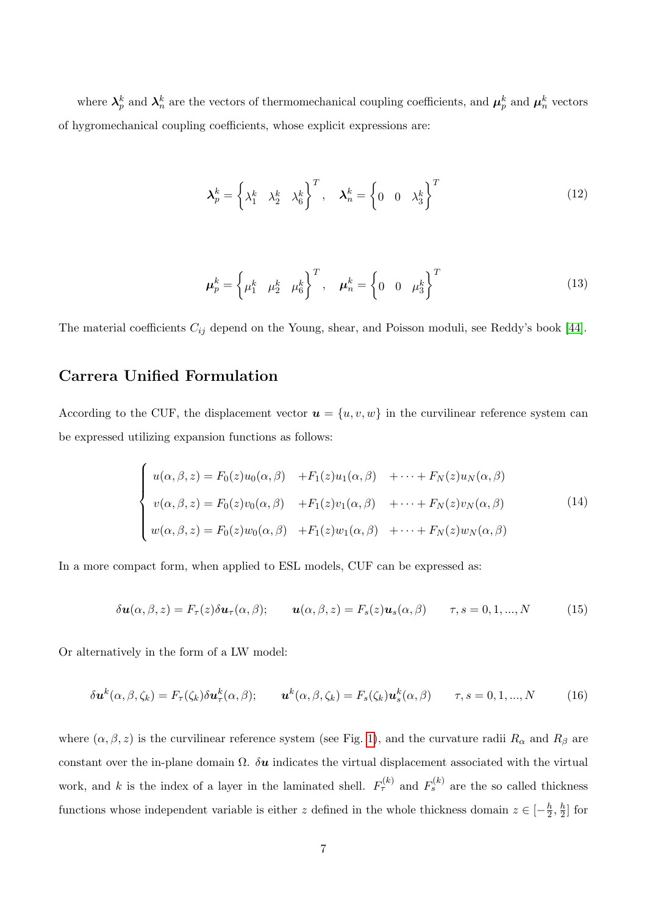where $\boldsymbol{\lambda}_p^k$ and $\boldsymbol{\lambda}_n^k$ are the vectors of thermomechanical coupling coefficients, and $\boldsymbol{\mu}_p^k$ and $\boldsymbol{\mu}_n^k$ vectors of hygromechanical coupling coefficients, whose explicit expressions are:

$$\boldsymbol{\lambda}_p^k = \left\{ \lambda_1^k \quad \lambda_2^k \quad \lambda_6^k \right\}^T, \quad \boldsymbol{\lambda}_n^k = \left\{ 0 \quad 0 \quad \lambda_3^k \right\}^T \tag{12}$$

$$\boldsymbol{\mu}_p^k = \left\{ \mu_1^k \quad \mu_2^k \quad \mu_6^k \right\}^T, \quad \boldsymbol{\mu}_n^k = \left\{ 0 \quad 0 \quad \mu_3^k \right\}^T \tag{13}$$

The material coefficients $C_{ij}$ depend on the Young, shear, and Poisson moduli, see Reddy's book [44].

## Carrera Unified Formulation

According to the CUF, the displacement vector $\boldsymbol{u} = \{u, v, w\}$ in the curvilinear reference system can be expressed utilizing expansion functions as follows:

$$\begin{cases} u(\alpha, \beta, z) = F_0(z)u_0(\alpha, \beta) \quad + F_1(z)u_1(\alpha, \beta) \quad + \cdots + F_N(z)u_N(\alpha, \beta) \\ v(\alpha, \beta, z) = F_0(z)v_0(\alpha, \beta) \quad + F_1(z)v_1(\alpha, \beta) \quad + \cdots + F_N(z)v_N(\alpha, \beta) \\ w(\alpha, \beta, z) = F_0(z)w_0(\alpha, \beta) \quad + F_1(z)w_1(\alpha, \beta) \quad + \cdots + F_N(z)w_N(\alpha, \beta) \end{cases} \tag{14}$$

In a more compact form, when applied to ESL models, CUF can be expressed as:

$$\delta\boldsymbol{u}(\alpha, \beta, z) = F_\tau(z)\delta\boldsymbol{u}_\tau(\alpha, \beta); \qquad \boldsymbol{u}(\alpha, \beta, z) = F_s(z)\boldsymbol{u}_s(\alpha, \beta) \qquad \tau, s = 0, 1, ..., N \tag{15}$$

Or alternatively in the form of a LW model:

$$\delta\boldsymbol{u}^k(\alpha, \beta, \zeta_k) = F_\tau(\zeta_k)\delta\boldsymbol{u}_\tau^k(\alpha, \beta); \qquad \boldsymbol{u}^k(\alpha, \beta, \zeta_k) = F_s(\zeta_k)\boldsymbol{u}_s^k(\alpha, \beta) \qquad \tau, s = 0, 1, ..., N \tag{16}$$

where $(\alpha, \beta, z)$ is the curvilinear reference system (see Fig. 1), and the curvature radii $R_\alpha$ and $R_\beta$ are constant over the in-plane domain $\Omega$. $\delta\boldsymbol{u}$ indicates the virtual displacement associated with the virtual work, and $k$ is the index of a layer in the laminated shell. $F_\tau^{(k)}$ and $F_s^{(k)}$ are the so called thickness functions whose independent variable is either $z$ defined in the whole thickness domain $z \in [-\frac{h}{2}, \frac{h}{2}]$ for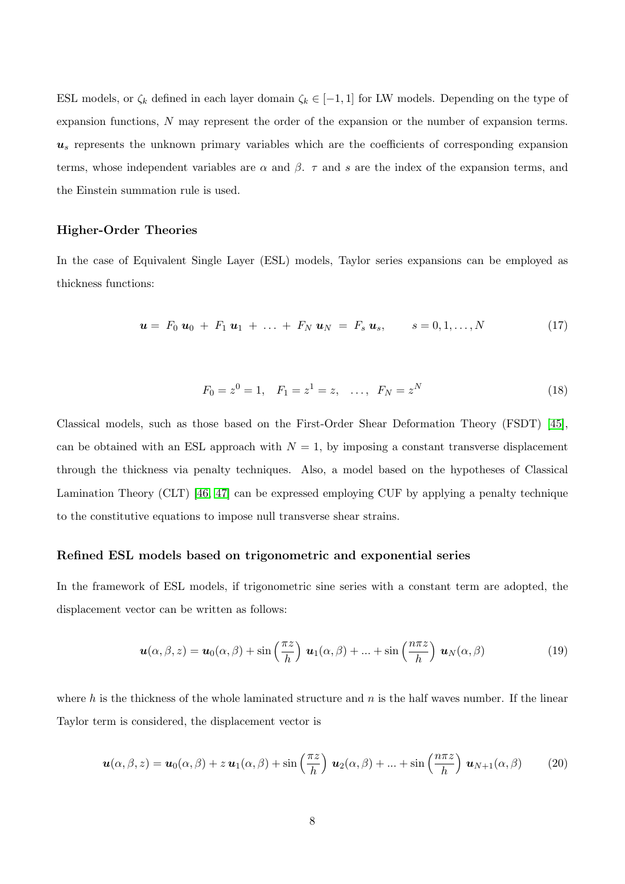ESL models, or $\zeta_k$ defined in each layer domain $\zeta_k \in [-1, 1]$ for LW models. Depending on the type of expansion functions, $N$ may represent the order of the expansion or the number of expansion terms. $\boldsymbol{u}_s$ represents the unknown primary variables which are the coefficients of corresponding expansion terms, whose independent variables are $\alpha$ and $\beta$. $\tau$ and $s$ are the index of the expansion terms, and the Einstein summation rule is used.

### Higher-Order Theories

In the case of Equivalent Single Layer (ESL) models, Taylor series expansions can be employed as thickness functions:

$$\boldsymbol{u} = F_0\, \boldsymbol{u}_0 \;+\; F_1\, \boldsymbol{u}_1 \;+\; \ldots \;+\; F_N\, \boldsymbol{u}_N \;=\; F_s\, \boldsymbol{u}_s, \qquad s = 0, 1, \ldots, N \tag{17}$$

$$F_0 = z^0 = 1, \quad F_1 = z^1 = z, \quad \ldots, \quad F_N = z^N \tag{18}$$

Classical models, such as those based on the First-Order Shear Deformation Theory (FSDT) [45], can be obtained with an ESL approach with $N = 1$, by imposing a constant transverse displacement through the thickness via penalty techniques. Also, a model based on the hypotheses of Classical Lamination Theory (CLT) [46, 47] can be expressed employing CUF by applying a penalty technique to the constitutive equations to impose null transverse shear strains.

### Refined ESL models based on trigonometric and exponential series

In the framework of ESL models, if trigonometric sine series with a constant term are adopted, the displacement vector can be written as follows:

$$\boldsymbol{u}(\alpha, \beta, z) = \boldsymbol{u}_0(\alpha, \beta) + \sin\left(\frac{\pi z}{h}\right)\, \boldsymbol{u}_1(\alpha, \beta) + ... + \sin\left(\frac{n\pi z}{h}\right)\, \boldsymbol{u}_N(\alpha, \beta) \tag{19}$$

where $h$ is the thickness of the whole laminated structure and $n$ is the half waves number. If the linear Taylor term is considered, the displacement vector is

$$\boldsymbol{u}(\alpha, \beta, z) = \boldsymbol{u}_0(\alpha, \beta) + z\, \boldsymbol{u}_1(\alpha, \beta) + \sin\left(\frac{\pi z}{h}\right)\, \boldsymbol{u}_2(\alpha, \beta) + ... + \sin\left(\frac{n\pi z}{h}\right)\, \boldsymbol{u}_{N+1}(\alpha, \beta) \tag{20}$$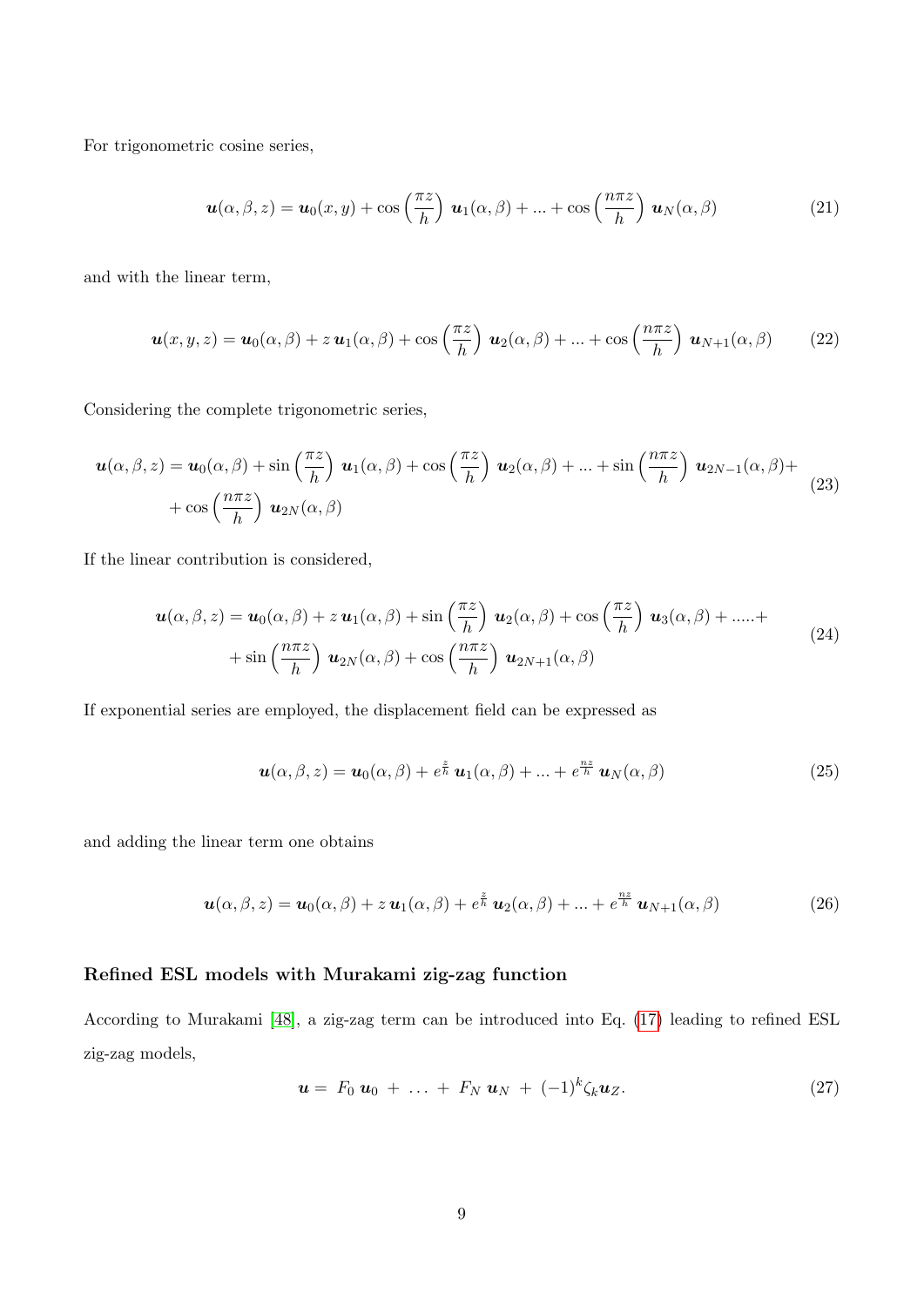For trigonometric cosine series,

$$\boldsymbol{u}(\alpha,\beta,z) = \boldsymbol{u}_0(x,y) + \cos\left(\frac{\pi z}{h}\right)\,\boldsymbol{u}_1(\alpha,\beta) + ... + \cos\left(\frac{n\pi z}{h}\right)\,\boldsymbol{u}_N(\alpha,\beta) \tag{21}$$

and with the linear term,

$$\boldsymbol{u}(x,y,z) = \boldsymbol{u}_0(\alpha,\beta) + z\,\boldsymbol{u}_1(\alpha,\beta) + \cos\left(\frac{\pi z}{h}\right)\,\boldsymbol{u}_2(\alpha,\beta) + ... + \cos\left(\frac{n\pi z}{h}\right)\,\boldsymbol{u}_{N+1}(\alpha,\beta) \tag{22}$$

Considering the complete trigonometric series,

$$\begin{aligned}\boldsymbol{u}(\alpha,\beta,z) = \boldsymbol{u}_0(\alpha,\beta) + \sin\left(\frac{\pi z}{h}\right)\,\boldsymbol{u}_1(\alpha,\beta) + \cos\left(\frac{\pi z}{h}\right)\,\boldsymbol{u}_2(\alpha,\beta) + ... + \sin\left(\frac{n\pi z}{h}\right)\,\boldsymbol{u}_{2N-1}(\alpha,\beta) + \\ + \cos\left(\frac{n\pi z}{h}\right)\,\boldsymbol{u}_{2N}(\alpha,\beta)\end{aligned} \tag{23}$$

If the linear contribution is considered,

$$\begin{aligned}\boldsymbol{u}(\alpha,\beta,z) = \boldsymbol{u}_0(\alpha,\beta) + z\,\boldsymbol{u}_1(\alpha,\beta) + \sin\left(\frac{\pi z}{h}\right)\,\boldsymbol{u}_2(\alpha,\beta) + \cos\left(\frac{\pi z}{h}\right)\,\boldsymbol{u}_3(\alpha,\beta) + .....+ \\ + \sin\left(\frac{n\pi z}{h}\right)\,\boldsymbol{u}_{2N}(\alpha,\beta) + \cos\left(\frac{n\pi z}{h}\right)\,\boldsymbol{u}_{2N+1}(\alpha,\beta)\end{aligned} \tag{24}$$

If exponential series are employed, the displacement field can be expressed as

$$\boldsymbol{u}(\alpha,\beta,z) = \boldsymbol{u}_0(\alpha,\beta) + e^{\frac{z}{h}}\,\boldsymbol{u}_1(\alpha,\beta) + ... + e^{\frac{nz}{h}}\,\boldsymbol{u}_N(\alpha,\beta) \tag{25}$$

and adding the linear term one obtains

$$\boldsymbol{u}(\alpha,\beta,z) = \boldsymbol{u}_0(\alpha,\beta) + z\,\boldsymbol{u}_1(\alpha,\beta) + e^{\frac{z}{h}}\,\boldsymbol{u}_2(\alpha,\beta) + ... + e^{\frac{nz}{h}}\,\boldsymbol{u}_{N+1}(\alpha,\beta) \tag{26}$$

### Refined ESL models with Murakami zig-zag function

According to Murakami [48], a zig-zag term can be introduced into Eq. (17) leading to refined ESL zig-zag models,

$$\boldsymbol{u} = F_0\,\boldsymbol{u}_0 + \ldots + F_N\,\boldsymbol{u}_N + (-1)^k \zeta_k \boldsymbol{u}_Z. \tag{27}$$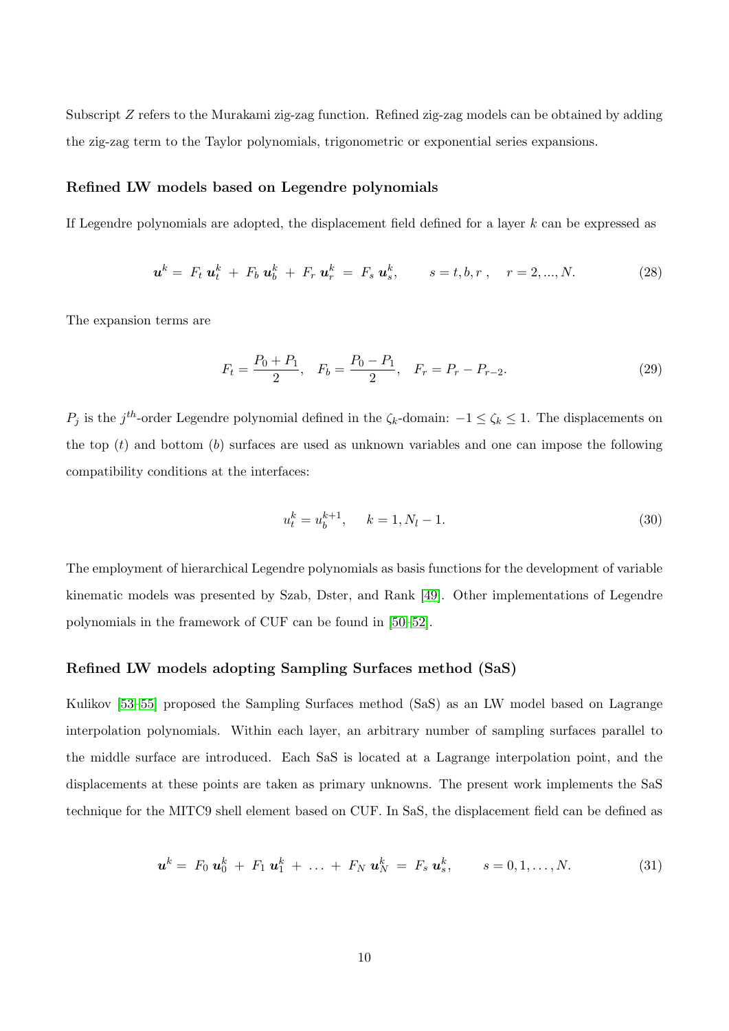Subscript $Z$ refers to the Murakami zig-zag function. Refined zig-zag models can be obtained by adding the zig-zag term to the Taylor polynomials, trigonometric or exponential series expansions.

### Refined LW models based on Legendre polynomials

If Legendre polynomials are adopted, the displacement field defined for a layer $k$ can be expressed as

$$\boldsymbol{u}^k = F_t \, \boldsymbol{u}_t^k \; + \; F_b \, \boldsymbol{u}_b^k \; + \; F_r \, \boldsymbol{u}_r^k \; = \; F_s \, \boldsymbol{u}_s^k, \qquad s = t, b, r \;, \quad r = 2, ..., N. \tag{28}$$

The expansion terms are

$$F_t = \frac{P_0 + P_1}{2}, \quad F_b = \frac{P_0 - P_1}{2}, \quad F_r = P_r - P_{r-2}. \tag{29}$$

$P_j$ is the $j^{th}$-order Legendre polynomial defined in the $\zeta_k$-domain: $-1 \leq \zeta_k \leq 1$. The displacements on the top ($t$) and bottom ($b$) surfaces are used as unknown variables and one can impose the following compatibility conditions at the interfaces:

$$u_t^k = u_b^{k+1}, \quad k = 1, N_l - 1. \tag{30}$$

The employment of hierarchical Legendre polynomials as basis functions for the development of variable kinematic models was presented by Szab, Dster, and Rank [49]. Other implementations of Legendre polynomials in the framework of CUF can be found in [50–52].

### Refined LW models adopting Sampling Surfaces method (SaS)

Kulikov [53–55] proposed the Sampling Surfaces method (SaS) as an LW model based on Lagrange interpolation polynomials. Within each layer, an arbitrary number of sampling surfaces parallel to the middle surface are introduced. Each SaS is located at a Lagrange interpolation point, and the displacements at these points are taken as primary unknowns. The present work implements the SaS technique for the MITC9 shell element based on CUF. In SaS, the displacement field can be defined as

$$\boldsymbol{u}^k = F_0 \, \boldsymbol{u}_0^k \; + \; F_1 \, \boldsymbol{u}_1^k \; + \; \ldots \; + \; F_N \, \boldsymbol{u}_N^k \; = \; F_s \, \boldsymbol{u}_s^k, \qquad s = 0, 1, \ldots, N. \tag{31}$$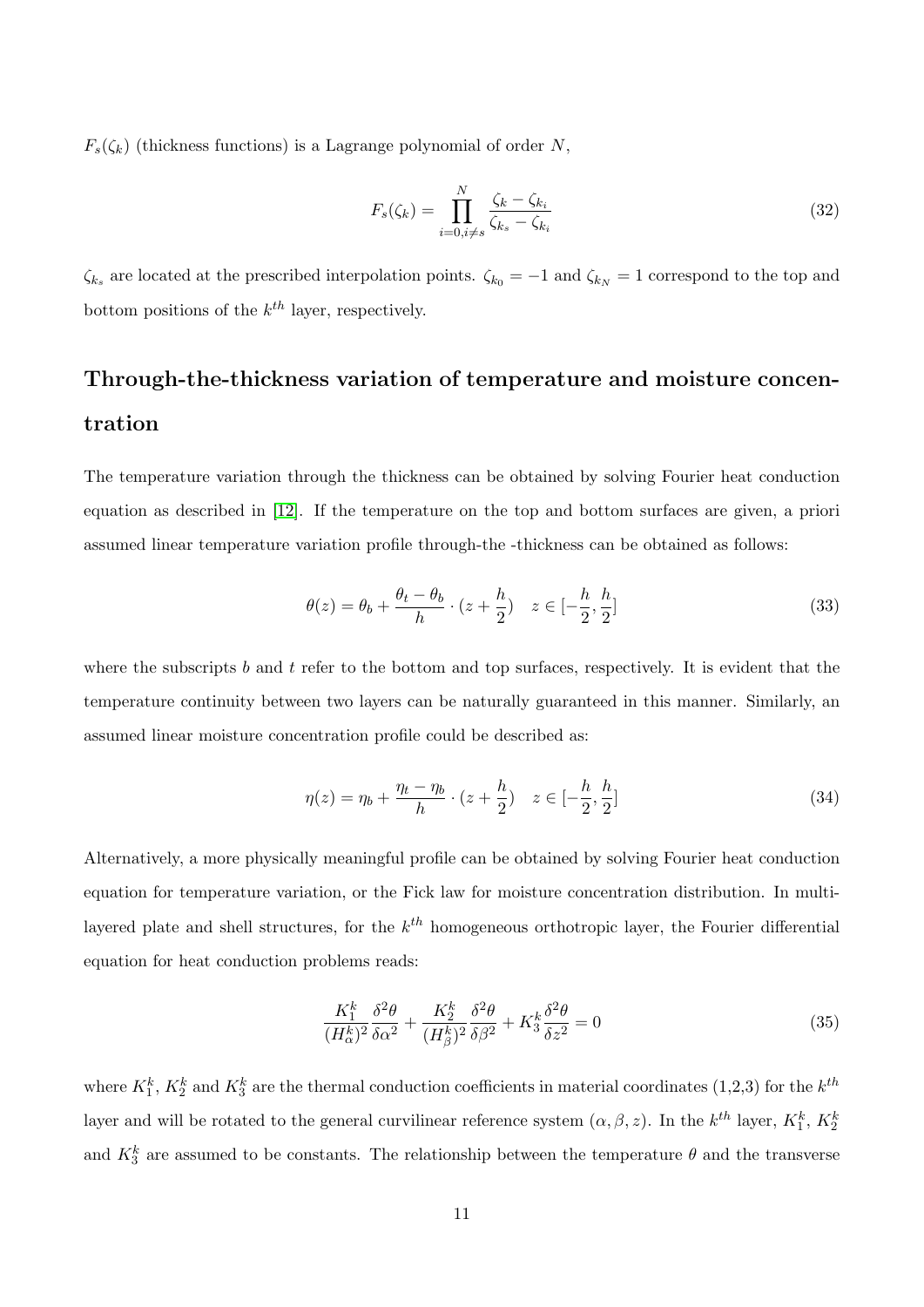$F_s(\zeta_k)$ (thickness functions) is a Lagrange polynomial of order $N$,

$$F_s(\zeta_k) = \prod_{i=0, i\neq s}^{N} \frac{\zeta_k - \zeta_{k_i}}{\zeta_{k_s} - \zeta_{k_i}} \tag{32}$$

$\zeta_{k_s}$ are located at the prescribed interpolation points. $\zeta_{k_0} = -1$ and $\zeta_{k_N} = 1$ correspond to the top and bottom positions of the $k^{th}$ layer, respectively.

## Through-the-thickness variation of temperature and moisture concentration

The temperature variation through the thickness can be obtained by solving Fourier heat conduction equation as described in [12]. If the temperature on the top and bottom surfaces are given, a priori assumed linear temperature variation profile through-the -thickness can be obtained as follows:

$$\theta(z) = \theta_b + \frac{\theta_t - \theta_b}{h} \cdot (z + \frac{h}{2}) \quad z \in [-\frac{h}{2}, \frac{h}{2}] \tag{33}$$

where the subscripts $b$ and $t$ refer to the bottom and top surfaces, respectively. It is evident that the temperature continuity between two layers can be naturally guaranteed in this manner. Similarly, an assumed linear moisture concentration profile could be described as:

$$\eta(z) = \eta_b + \frac{\eta_t - \eta_b}{h} \cdot (z + \frac{h}{2}) \quad z \in [-\frac{h}{2}, \frac{h}{2}] \tag{34}$$

Alternatively, a more physically meaningful profile can be obtained by solving Fourier heat conduction equation for temperature variation, or the Fick law for moisture concentration distribution. In multilayered plate and shell structures, for the $k^{th}$ homogeneous orthotropic layer, the Fourier differential equation for heat conduction problems reads:

$$\frac{K_1^k}{(H_\alpha^k)^2} \frac{\delta^2 \theta}{\delta \alpha^2} + \frac{K_2^k}{(H_\beta^k)^2} \frac{\delta^2 \theta}{\delta \beta^2} + K_3^k \frac{\delta^2 \theta}{\delta z^2} = 0 \tag{35}$$

where $K_1^k$, $K_2^k$ and $K_3^k$ are the thermal conduction coefficients in material coordinates (1,2,3) for the $k^{th}$ layer and will be rotated to the general curvilinear reference system $(\alpha, \beta, z)$. In the $k^{th}$ layer, $K_1^k$, $K_2^k$ and $K_3^k$ are assumed to be constants. The relationship between the temperature $\theta$ and the transverse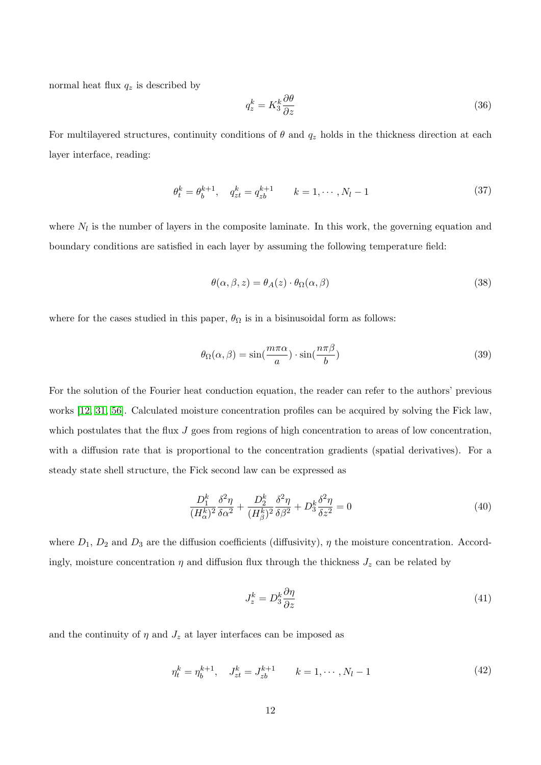normal heat flux $q_z$ is described by

$$q_z^k = K_3^k \frac{\partial \theta}{\partial z} \tag{36}$$

For multilayered structures, continuity conditions of $\theta$ and $q_z$ holds in the thickness direction at each layer interface, reading:

$$\theta_t^k = \theta_b^{k+1}, \quad q_{zt}^k = q_{zb}^{k+1} \qquad k = 1, \cdots, N_l - 1 \tag{37}$$

where $N_l$ is the number of layers in the composite laminate. In this work, the governing equation and boundary conditions are satisfied in each layer by assuming the following temperature field:

$$\theta(\alpha, \beta, z) = \theta_A(z) \cdot \theta_\Omega(\alpha, \beta) \tag{38}$$

where for the cases studied in this paper, $\theta_\Omega$ is in a bisinusoidal form as follows:

$$\theta_\Omega(\alpha, \beta) = \sin(\frac{m\pi\alpha}{a}) \cdot \sin(\frac{n\pi\beta}{b}) \tag{39}$$

For the solution of the Fourier heat conduction equation, the reader can refer to the authors' previous works [12, 31, 56]. Calculated moisture concentration profiles can be acquired by solving the Fick law, which postulates that the flux $J$ goes from regions of high concentration to areas of low concentration, with a diffusion rate that is proportional to the concentration gradients (spatial derivatives). For a steady state shell structure, the Fick second law can be expressed as

$$\frac{D_1^k}{(H_\alpha^k)^2} \frac{\delta^2 \eta}{\delta \alpha^2} + \frac{D_2^k}{(H_\beta^k)^2} \frac{\delta^2 \eta}{\delta \beta^2} + D_3^k \frac{\delta^2 \eta}{\delta z^2} = 0 \tag{40}$$

where $D_1$, $D_2$ and $D_3$ are the diffusion coefficients (diffusivity), $\eta$ the moisture concentration. Accordingly, moisture concentration $\eta$ and diffusion flux through the thickness $J_z$ can be related by

$$J_z^k = D_3^k \frac{\partial \eta}{\partial z} \tag{41}$$

and the continuity of $\eta$ and $J_z$ at layer interfaces can be imposed as

$$\eta_t^k = \eta_b^{k+1}, \quad J_{zt}^k = J_{zb}^{k+1} \qquad k = 1, \cdots, N_l - 1 \tag{42}$$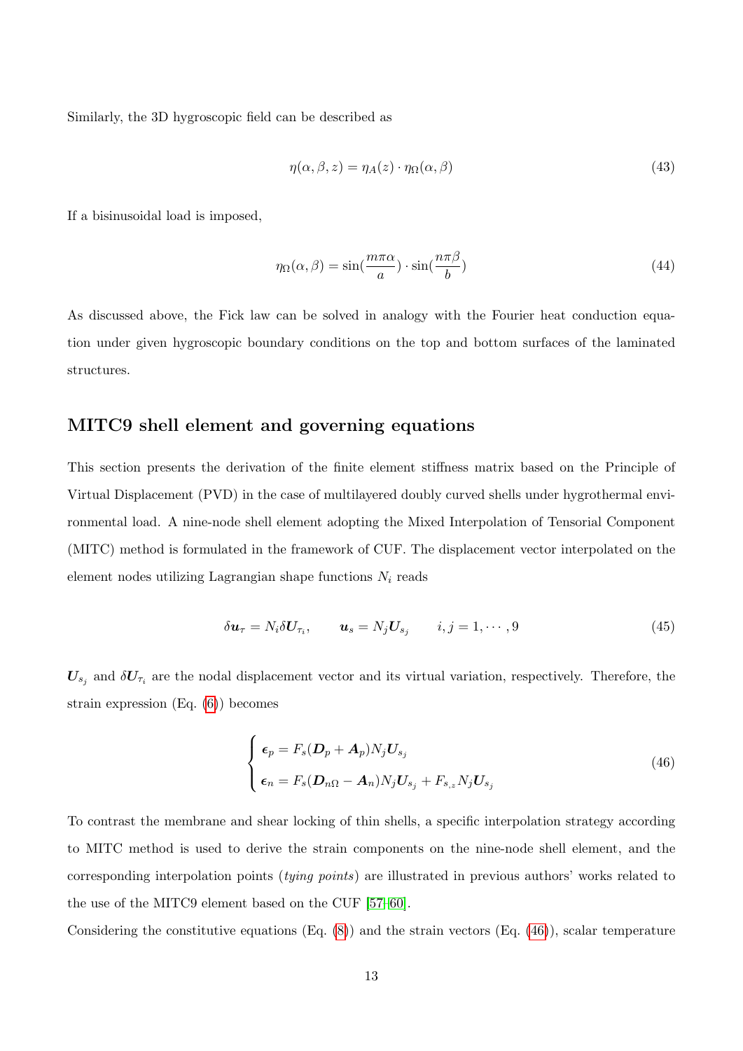Similarly, the 3D hygroscopic field can be described as

$$\eta(\alpha, \beta, z) = \eta_A(z) \cdot \eta_\Omega(\alpha, \beta) \tag{43}$$

If a bisinusoidal load is imposed,

$$\eta_\Omega(\alpha, \beta) = \sin(\frac{m\pi\alpha}{a}) \cdot \sin(\frac{n\pi\beta}{b}) \tag{44}$$

As discussed above, the Fick law can be solved in analogy with the Fourier heat conduction equation under given hygroscopic boundary conditions on the top and bottom surfaces of the laminated structures.

## MITC9 shell element and governing equations

This section presents the derivation of the finite element stiffness matrix based on the Principle of Virtual Displacement (PVD) in the case of multilayered doubly curved shells under hygrothermal environmental load. A nine-node shell element adopting the Mixed Interpolation of Tensorial Component (MITC) method is formulated in the framework of CUF. The displacement vector interpolated on the element nodes utilizing Lagrangian shape functions $N_i$ reads

$$\delta \boldsymbol{u}_\tau = N_i \delta \boldsymbol{U}_{\tau_i}, \qquad \boldsymbol{u}_s = N_j \boldsymbol{U}_{s_j} \qquad i, j = 1, \cdots, 9 \tag{45}$$

$\boldsymbol{U}_{s_j}$ and $\delta \boldsymbol{U}_{\tau_i}$ are the nodal displacement vector and its virtual variation, respectively. Therefore, the strain expression (Eq. (6)) becomes

$$\begin{cases} \boldsymbol{\epsilon}_p = F_s(\boldsymbol{D}_p + \boldsymbol{A}_p) N_j \boldsymbol{U}_{s_j} \\ \boldsymbol{\epsilon}_n = F_s(\boldsymbol{D}_{n\Omega} - \boldsymbol{A}_n) N_j \boldsymbol{U}_{s_j} + F_{s,z} N_j \boldsymbol{U}_{s_j} \end{cases} \tag{46}$$

To contrast the membrane and shear locking of thin shells, a specific interpolation strategy according to MITC method is used to derive the strain components on the nine-node shell element, and the corresponding interpolation points (*tying points*) are illustrated in previous authors' works related to the use of the MITC9 element based on the CUF [57–60].

Considering the constitutive equations (Eq. (8)) and the strain vectors (Eq. (46)), scalar temperature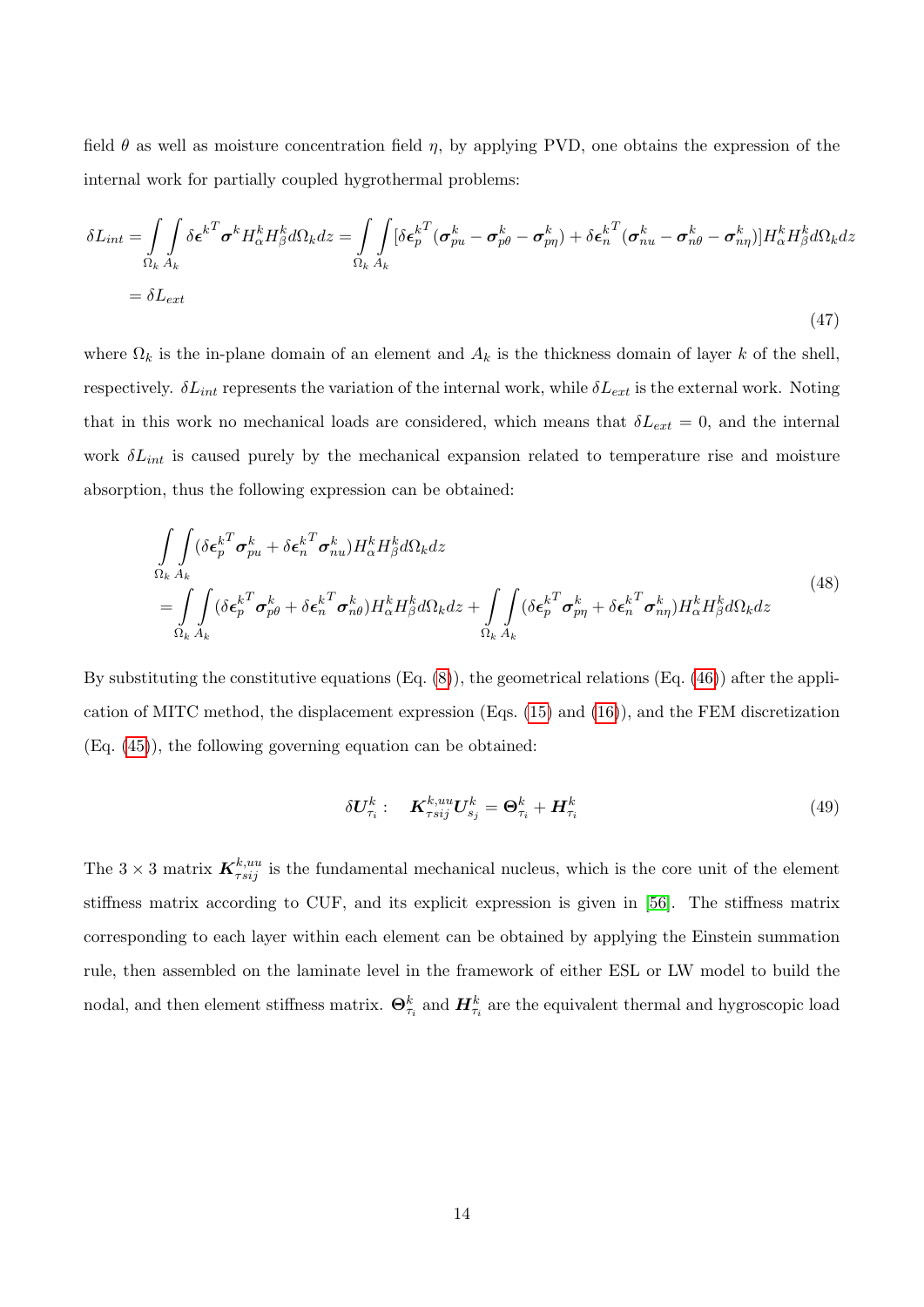field $\theta$ as well as moisture concentration field $\eta$, by applying PVD, one obtains the expression of the internal work for partially coupled hygrothermal problems:

$$
\begin{aligned}
\delta L_{int} &= \int\limits_{\Omega_k}\int\limits_{A_k} \delta\boldsymbol{\epsilon}^{k^T}\boldsymbol{\sigma}^k H_\alpha^k H_\beta^k d\Omega_k dz = \int\limits_{\Omega_k}\int\limits_{A_k} [\delta\boldsymbol{\epsilon}_p^{k^T}(\boldsymbol{\sigma}_{pu}^k - \boldsymbol{\sigma}_{p\theta}^k - \boldsymbol{\sigma}_{p\eta}^k) + \delta\boldsymbol{\epsilon}_n^{k^T}(\boldsymbol{\sigma}_{nu}^k - \boldsymbol{\sigma}_{n\theta}^k - \boldsymbol{\sigma}_{n\eta}^k)] H_\alpha^k H_\beta^k d\Omega_k dz \\
&= \delta L_{ext}
\end{aligned}
\tag{47}
$$

where $\Omega_k$ is the in-plane domain of an element and $A_k$ is the thickness domain of layer $k$ of the shell, respectively. $\delta L_{int}$ represents the variation of the internal work, while $\delta L_{ext}$ is the external work. Noting that in this work no mechanical loads are considered, which means that $\delta L_{ext} = 0$, and the internal work $\delta L_{int}$ is caused purely by the mechanical expansion related to temperature rise and moisture absorption, thus the following expression can be obtained:

$$
\begin{aligned}
&\int\limits_{\Omega_k}\int\limits_{A_k} (\delta\boldsymbol{\epsilon}_p^{k^T}\boldsymbol{\sigma}_{pu}^k + \delta\boldsymbol{\epsilon}_n^{k^T}\boldsymbol{\sigma}_{nu}^k) H_\alpha^k H_\beta^k d\Omega_k dz \\
&= \int\limits_{\Omega_k}\int\limits_{A_k} (\delta\boldsymbol{\epsilon}_p^{k^T}\boldsymbol{\sigma}_{p\theta}^k + \delta\boldsymbol{\epsilon}_n^{k^T}\boldsymbol{\sigma}_{n\theta}^k) H_\alpha^k H_\beta^k d\Omega_k dz + \int\limits_{\Omega_k}\int\limits_{A_k} (\delta\boldsymbol{\epsilon}_p^{k^T}\boldsymbol{\sigma}_{p\eta}^k + \delta\boldsymbol{\epsilon}_n^{k^T}\boldsymbol{\sigma}_{n\eta}^k) H_\alpha^k H_\beta^k d\Omega_k dz
\end{aligned}
\tag{48}
$$

By substituting the constitutive equations (Eq. (8)), the geometrical relations (Eq. (46)) after the application of MITC method, the displacement expression (Eqs. (15) and (16)), and the FEM discretization (Eq. (45)), the following governing equation can be obtained:

$$
\delta\boldsymbol{U}_{\tau_i}^k : \quad \boldsymbol{K}_{\tau sij}^{k,uu}\boldsymbol{U}_{s_j}^k = \boldsymbol{\Theta}_{\tau_i}^k + \boldsymbol{H}_{\tau_i}^k \tag{49}
$$

The $3 \times 3$ matrix $\boldsymbol{K}_{\tau sij}^{k,uu}$ is the fundamental mechanical nucleus, which is the core unit of the element stiffness matrix according to CUF, and its explicit expression is given in [56]. The stiffness matrix corresponding to each layer within each element can be obtained by applying the Einstein summation rule, then assembled on the laminate level in the framework of either ESL or LW model to build the nodal, and then element stiffness matrix. $\boldsymbol{\Theta}_{\tau_i}^k$ and $\boldsymbol{H}_{\tau_i}^k$ are the equivalent thermal and hygroscopic load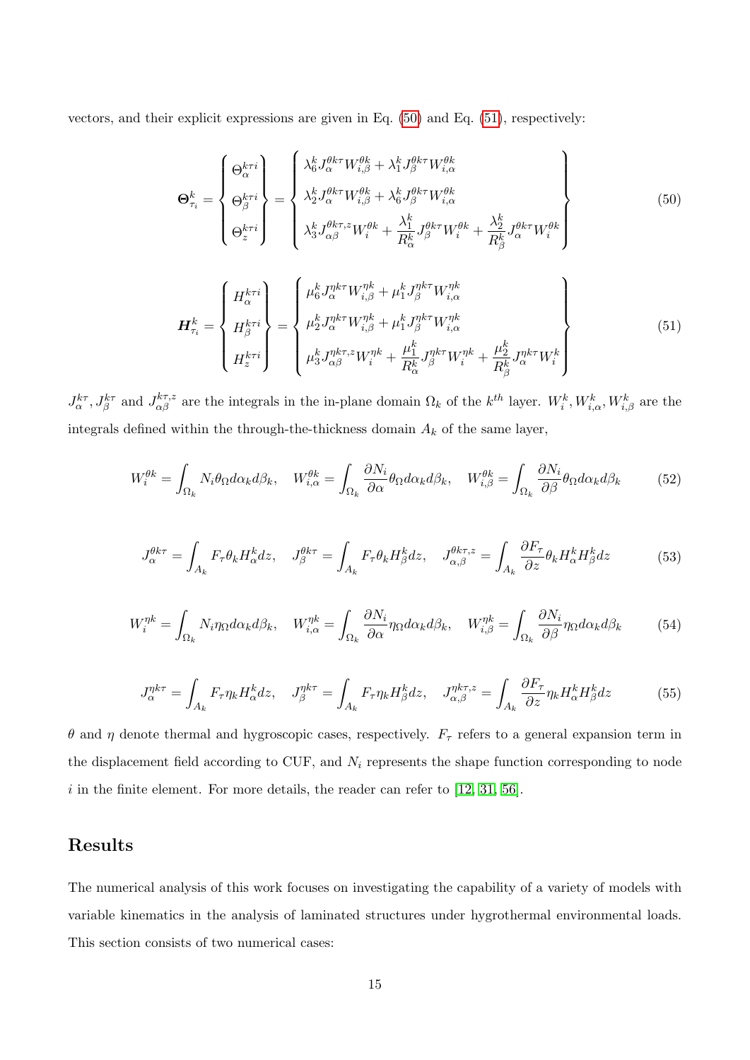vectors, and their explicit expressions are given in Eq. (50) and Eq. (51), respectively:

$$
\boldsymbol{\Theta}^k_{\tau_i} = \begin{Bmatrix} \Theta^{k\tau i}_{\alpha} \\ \Theta^{k\tau i}_{\beta} \\ \Theta^{k\tau i}_{z} \end{Bmatrix} = \begin{Bmatrix} \lambda^k_6 J^{\theta k\tau}_{\alpha} W^{\theta k}_{i,\beta} + \lambda^k_1 J^{\theta k\tau}_{\beta} W^{\theta k}_{i,\alpha} \\ \lambda^k_2 J^{\theta k\tau}_{\alpha} W^{\theta k}_{i,\beta} + \lambda^k_6 J^{\theta k\tau}_{\beta} W^{\theta k}_{i,\alpha} \\ \lambda^k_3 J^{\theta k\tau, z}_{\alpha\beta} W^{\theta k}_{i} + \dfrac{\lambda^k_1}{R^k_\alpha} J^{\theta k\tau}_{\beta} W^{\theta k}_{i} + \dfrac{\lambda^k_2}{R^k_\beta} J^{\theta k\tau}_{\alpha} W^{\theta k}_{i} \end{Bmatrix} \tag{50}
$$

$$
\boldsymbol{H}^k_{\tau_i} = \begin{Bmatrix} H^{k\tau i}_{\alpha} \\ H^{k\tau i}_{\beta} \\ H^{k\tau i}_{z} \end{Bmatrix} = \begin{Bmatrix} \mu^k_6 J^{\eta k\tau}_{\alpha} W^{\eta k}_{i,\beta} + \mu^k_1 J^{\eta k\tau}_{\beta} W^{\eta k}_{i,\alpha} \\ \mu^k_2 J^{\eta k\tau}_{\alpha} W^{\eta k}_{i,\beta} + \mu^k_1 J^{\eta k\tau}_{\beta} W^{\eta k}_{i,\alpha} \\ \mu^k_3 J^{\eta k\tau, z}_{\alpha\beta} W^{\eta k}_{i} + \dfrac{\mu^k_1}{R^k_\alpha} J^{\eta k\tau}_{\beta} W^{\eta k}_{i} + \dfrac{\mu^k_2}{R^k_\beta} J^{\eta k\tau}_{\alpha} W^{k}_{i} \end{Bmatrix} \tag{51}
$$

$J^{k\tau}_{\alpha}, J^{k\tau}_{\beta}$ and $J^{k\tau,z}_{\alpha\beta}$ are the integrals in the in-plane domain $\Omega_k$ of the $k^{th}$ layer. $W^k_i, W^k_{i,\alpha}, W^k_{i,\beta}$ are the integrals defined within the through-the-thickness domain $A_k$ of the same layer,

$$
W^{\theta k}_{i} = \int_{\Omega_k} N_i \theta_\Omega d\alpha_k d\beta_k, \quad W^{\theta k}_{i,\alpha} = \int_{\Omega_k} \frac{\partial N_i}{\partial \alpha} \theta_\Omega d\alpha_k d\beta_k, \quad W^{\theta k}_{i,\beta} = \int_{\Omega_k} \frac{\partial N_i}{\partial \beta} \theta_\Omega d\alpha_k d\beta_k \tag{52}
$$

$$
J^{\theta k\tau}_{\alpha} = \int_{A_k} F_\tau \theta_k H^k_\alpha dz, \quad J^{\theta k\tau}_{\beta} = \int_{A_k} F_\tau \theta_k H^k_\beta dz, \quad J^{\theta k\tau, z}_{\alpha,\beta} = \int_{A_k} \frac{\partial F_\tau}{\partial z} \theta_k H^k_\alpha H^k_\beta dz \tag{53}
$$

$$
W^{\eta k}_{i} = \int_{\Omega_k} N_i \eta_\Omega d\alpha_k d\beta_k, \quad W^{\eta k}_{i,\alpha} = \int_{\Omega_k} \frac{\partial N_i}{\partial \alpha} \eta_\Omega d\alpha_k d\beta_k, \quad W^{\eta k}_{i,\beta} = \int_{\Omega_k} \frac{\partial N_i}{\partial \beta} \eta_\Omega d\alpha_k d\beta_k \tag{54}
$$

$$
J^{\eta k\tau}_{\alpha} = \int_{A_k} F_\tau \eta_k H^k_\alpha dz, \quad J^{\eta k\tau}_{\beta} = \int_{A_k} F_\tau \eta_k H^k_\beta dz, \quad J^{\eta k\tau, z}_{\alpha,\beta} = \int_{A_k} \frac{\partial F_\tau}{\partial z} \eta_k H^k_\alpha H^k_\beta dz \tag{55}
$$

$\theta$ and $\eta$ denote thermal and hygroscopic cases, respectively. $F_\tau$ refers to a general expansion term in the displacement field according to CUF, and $N_i$ represents the shape function corresponding to node $i$ in the finite element. For more details, the reader can refer to [12, 31, 56].

# Results

The numerical analysis of this work focuses on investigating the capability of a variety of models with variable kinematics in the analysis of laminated structures under hygrothermal environmental loads. This section consists of two numerical cases: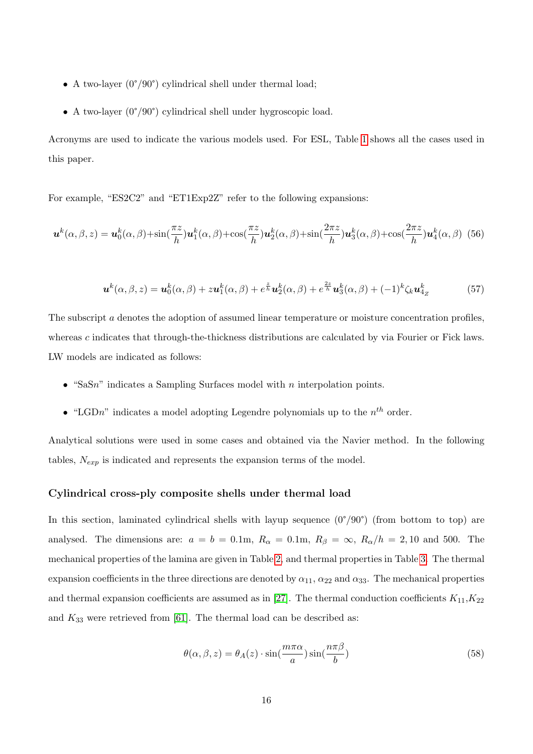- A two-layer (0°/90°) cylindrical shell under thermal load;
- A two-layer (0°/90°) cylindrical shell under hygroscopic load.

Acronyms are used to indicate the various models used. For ESL, Table 1 shows all the cases used in this paper.

For example, "ES2C2" and "ET1Exp2Z" refer to the following expansions:

$$\boldsymbol{u}^k(\alpha,\beta,z) = \boldsymbol{u}_0^k(\alpha,\beta)+\sin(\frac{\pi z}{h})\boldsymbol{u}_1^k(\alpha,\beta)+\cos(\frac{\pi z}{h})\boldsymbol{u}_2^k(\alpha,\beta)+\sin(\frac{2\pi z}{h})\boldsymbol{u}_3^k(\alpha,\beta)+\cos(\frac{2\pi z}{h})\boldsymbol{u}_4^k(\alpha,\beta) \quad (56)$$

$$\boldsymbol{u}^k(\alpha,\beta,z) = \boldsymbol{u}_0^k(\alpha,\beta) + z\boldsymbol{u}_1^k(\alpha,\beta) + e^{\frac{z}{h}}\boldsymbol{u}_2^k(\alpha,\beta) + e^{\frac{2z}{h}}\boldsymbol{u}_3^k(\alpha,\beta) + (-1)^k\zeta_k\boldsymbol{u}_{4_Z}^k \quad (57)$$

The subscript $a$ denotes the adoption of assumed linear temperature or moisture concentration profiles, whereas $c$ indicates that through-the-thickness distributions are calculated by via Fourier or Fick laws. LW models are indicated as follows:

- "SaS$n$" indicates a Sampling Surfaces model with $n$ interpolation points.
- "LGD$n$" indicates a model adopting Legendre polynomials up to the $n^{th}$ order.

Analytical solutions were used in some cases and obtained via the Navier method. In the following tables, $N_{exp}$ is indicated and represents the expansion terms of the model.

### Cylindrical cross-ply composite shells under thermal load

In this section, laminated cylindrical shells with layup sequence (0°/90°) (from bottom to top) are analysed. The dimensions are: $a = b = 0.1$m, $R_\alpha = 0.1$m, $R_\beta = \infty$, $R_\alpha/h = 2, 10$ and $500$. The mechanical properties of the lamina are given in Table 2, and thermal properties in Table 3. The thermal expansion coefficients in the three directions are denoted by $\alpha_{11}$, $\alpha_{22}$ and $\alpha_{33}$. The mechanical properties and thermal expansion coefficients are assumed as in [27]. The thermal conduction coefficients $K_{11}$,$K_{22}$ and $K_{33}$ were retrieved from [61]. The thermal load can be described as:

$$\theta(\alpha,\beta,z) = \theta_A(z)\cdot\sin(\frac{m\pi\alpha}{a})\sin(\frac{n\pi\beta}{b}) \quad (58)$$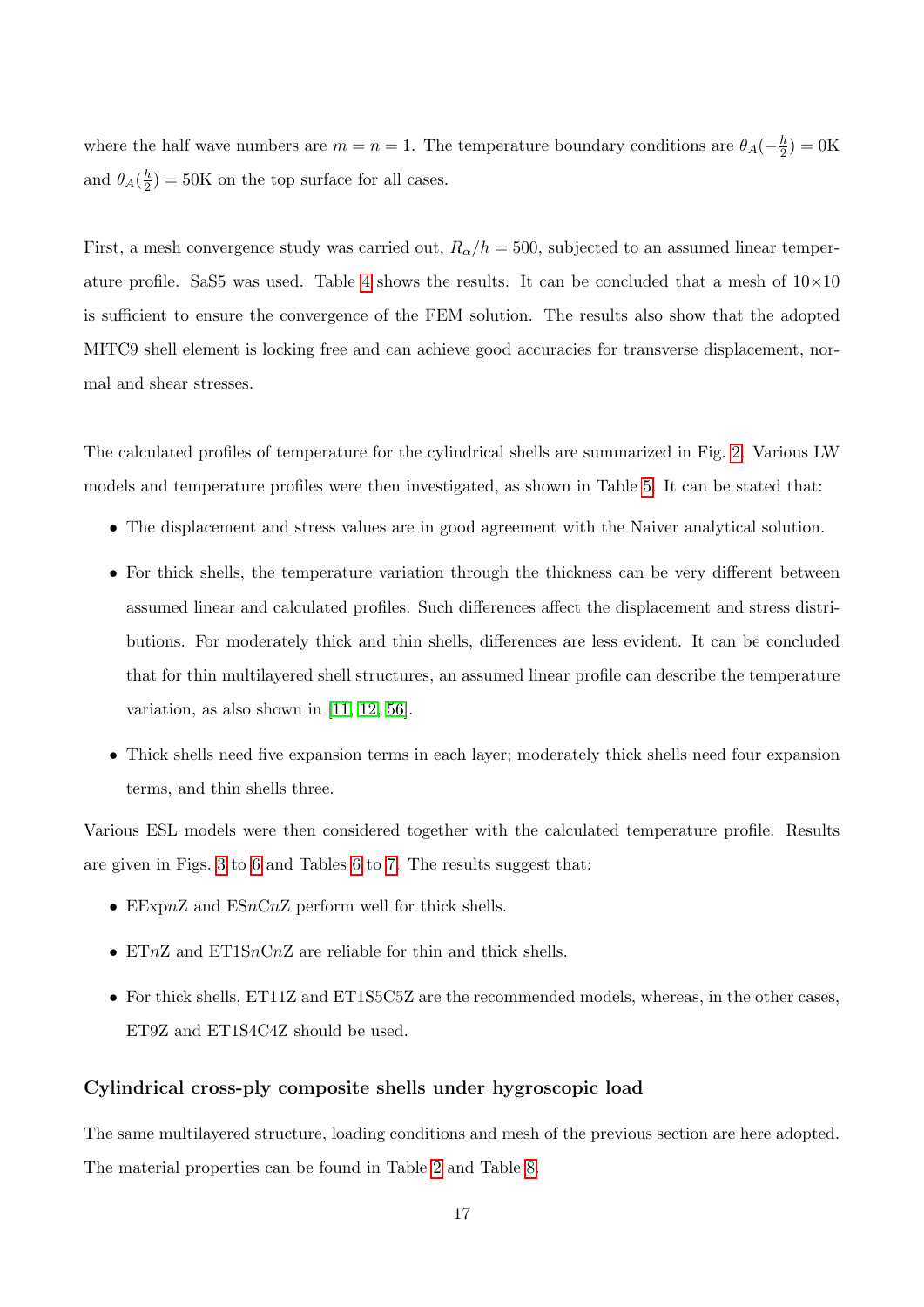where the half wave numbers are $m = n = 1$. The temperature boundary conditions are $\theta_A(-\frac{h}{2}) = 0\text{K}$ and $\theta_A(\frac{h}{2}) = 50\text{K}$ on the top surface for all cases.

First, a mesh convergence study was carried out, $R_\alpha/h = 500$, subjected to an assumed linear temperature profile. SaS5 was used. Table 4 shows the results. It can be concluded that a mesh of $10\times10$ is sufficient to ensure the convergence of the FEM solution. The results also show that the adopted MITC9 shell element is locking free and can achieve good accuracies for transverse displacement, normal and shear stresses.

The calculated profiles of temperature for the cylindrical shells are summarized in Fig. 2. Various LW models and temperature profiles were then investigated, as shown in Table 5. It can be stated that:

- The displacement and stress values are in good agreement with the Naiver analytical solution.
- For thick shells, the temperature variation through the thickness can be very different between assumed linear and calculated profiles. Such differences affect the displacement and stress distributions. For moderately thick and thin shells, differences are less evident. It can be concluded that for thin multilayered shell structures, an assumed linear profile can describe the temperature variation, as also shown in [11, 12, 56].
- Thick shells need five expansion terms in each layer; moderately thick shells need four expansion terms, and thin shells three.

Various ESL models were then considered together with the calculated temperature profile. Results are given in Figs. 3 to 6 and Tables 6 to 7. The results suggest that:

- EExp$n$Z and ES$n$C$n$Z perform well for thick shells.
- ET$n$Z and ET1S$n$C$n$Z are reliable for thin and thick shells.
- For thick shells, ET11Z and ET1S5C5Z are the recommended models, whereas, in the other cases, ET9Z and ET1S4C4Z should be used.

### Cylindrical cross-ply composite shells under hygroscopic load

The same multilayered structure, loading conditions and mesh of the previous section are here adopted. The material properties can be found in Table 2 and Table 8.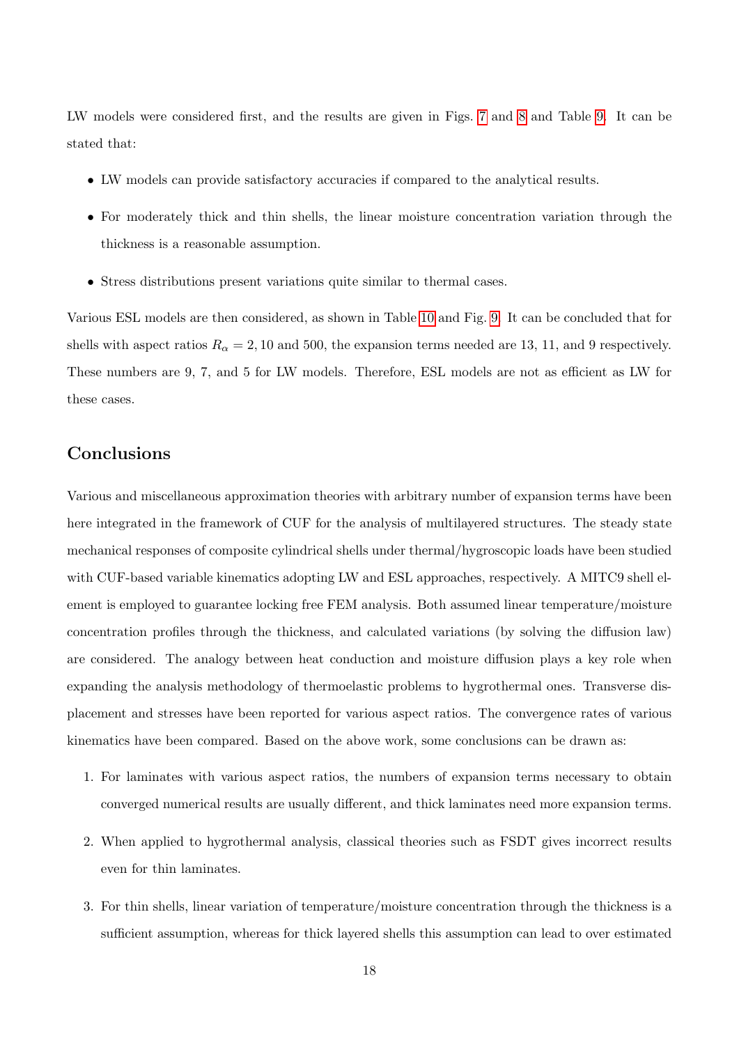LW models were considered first, and the results are given in Figs. 7 and 8 and Table 9. It can be stated that:

- LW models can provide satisfactory accuracies if compared to the analytical results.
- For moderately thick and thin shells, the linear moisture concentration variation through the thickness is a reasonable assumption.
- Stress distributions present variations quite similar to thermal cases.

Various ESL models are then considered, as shown in Table 10 and Fig. 9. It can be concluded that for shells with aspect ratios $R_\alpha = 2, 10$ and $500$, the expansion terms needed are 13, 11, and 9 respectively. These numbers are 9, 7, and 5 for LW models. Therefore, ESL models are not as efficient as LW for these cases.

## Conclusions

Various and miscellaneous approximation theories with arbitrary number of expansion terms have been here integrated in the framework of CUF for the analysis of multilayered structures. The steady state mechanical responses of composite cylindrical shells under thermal/hygroscopic loads have been studied with CUF-based variable kinematics adopting LW and ESL approaches, respectively. A MITC9 shell element is employed to guarantee locking free FEM analysis. Both assumed linear temperature/moisture concentration profiles through the thickness, and calculated variations (by solving the diffusion law) are considered. The analogy between heat conduction and moisture diffusion plays a key role when expanding the analysis methodology of thermoelastic problems to hygrothermal ones. Transverse displacement and stresses have been reported for various aspect ratios. The convergence rates of various kinematics have been compared. Based on the above work, some conclusions can be drawn as:

1. For laminates with various aspect ratios, the numbers of expansion terms necessary to obtain converged numerical results are usually different, and thick laminates need more expansion terms.
2. When applied to hygrothermal analysis, classical theories such as FSDT gives incorrect results even for thin laminates.
3. For thin shells, linear variation of temperature/moisture concentration through the thickness is a sufficient assumption, whereas for thick layered shells this assumption can lead to over estimated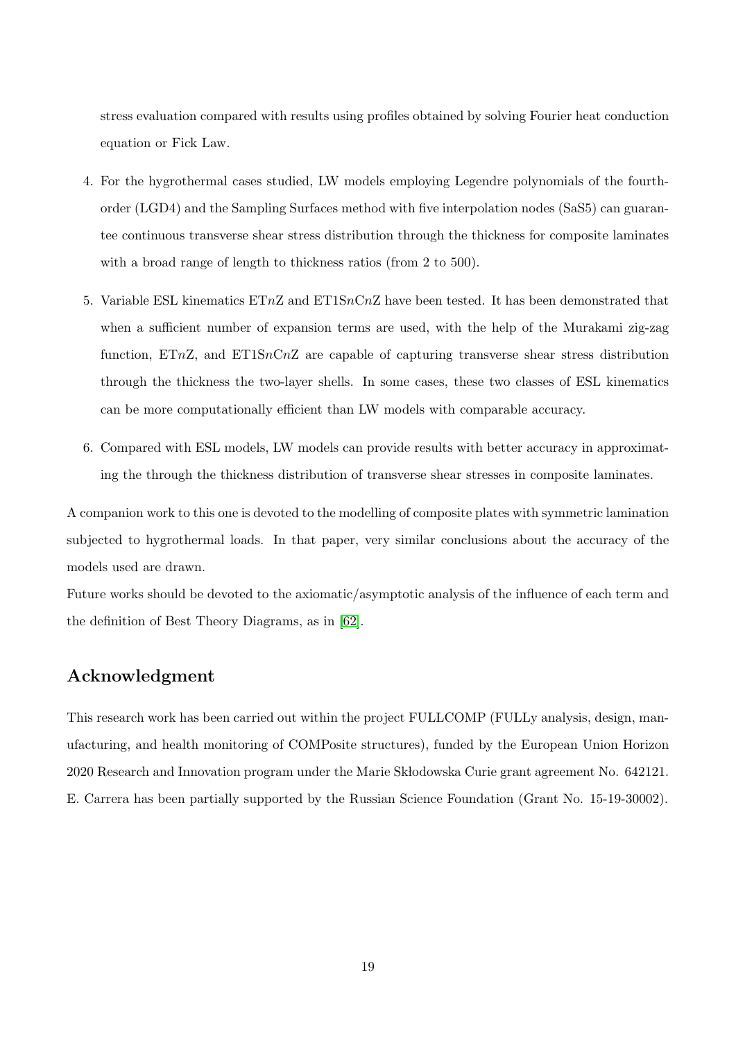stress evaluation compared with results using profiles obtained by solving Fourier heat conduction equation or Fick Law.

4. For the hygrothermal cases studied, LW models employing Legendre polynomials of the fourth-order (LGD4) and the Sampling Surfaces method with five interpolation nodes (SaS5) can guarantee continuous transverse shear stress distribution through the thickness for composite laminates with a broad range of length to thickness ratios (from 2 to 500).

5. Variable ESL kinematics ET$n$Z and ET1S$n$C$n$Z have been tested. It has been demonstrated that when a sufficient number of expansion terms are used, with the help of the Murakami zig-zag function, ET$n$Z, and ET1S$n$C$n$Z are capable of capturing transverse shear stress distribution through the thickness the two-layer shells. In some cases, these two classes of ESL kinematics can be more computationally efficient than LW models with comparable accuracy.

6. Compared with ESL models, LW models can provide results with better accuracy in approximating the through the thickness distribution of transverse shear stresses in composite laminates.

A companion work to this one is devoted to the modelling of composite plates with symmetric lamination subjected to hygrothermal loads. In that paper, very similar conclusions about the accuracy of the models used are drawn.

Future works should be devoted to the axiomatic/asymptotic analysis of the influence of each term and the definition of Best Theory Diagrams, as in [62].

## Acknowledgment

This research work has been carried out within the project FULLCOMP (FULLy analysis, design, manufacturing, and health monitoring of COMPosite structures), funded by the European Union Horizon 2020 Research and Innovation program under the Marie Skłodowska Curie grant agreement No. 642121. E. Carrera has been partially supported by the Russian Science Foundation (Grant No. 15-19-30002).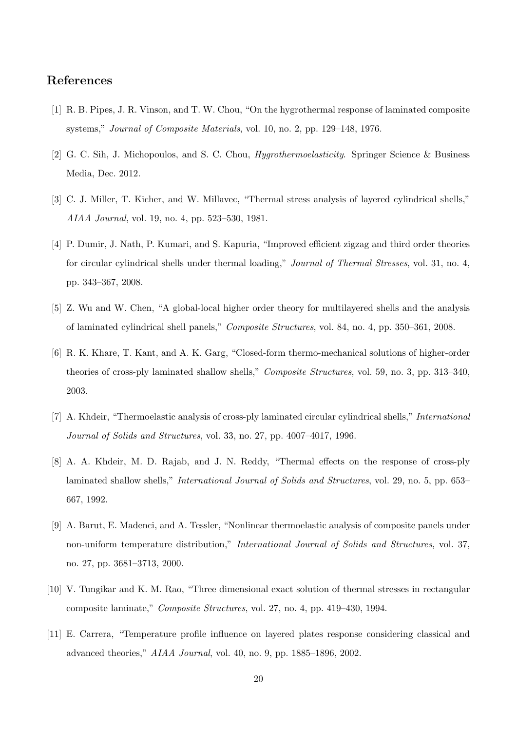## References

[1] R. B. Pipes, J. R. Vinson, and T. W. Chou, "On the hygrothermal response of laminated composite systems," *Journal of Composite Materials*, vol. 10, no. 2, pp. 129–148, 1976.

[2] G. C. Sih, J. Michopoulos, and S. C. Chou, *Hygrothermoelasticity*. Springer Science & Business Media, Dec. 2012.

[3] C. J. Miller, T. Kicher, and W. Millavec, "Thermal stress analysis of layered cylindrical shells," *AIAA Journal*, vol. 19, no. 4, pp. 523–530, 1981.

[4] P. Dumir, J. Nath, P. Kumari, and S. Kapuria, "Improved efficient zigzag and third order theories for circular cylindrical shells under thermal loading," *Journal of Thermal Stresses*, vol. 31, no. 4, pp. 343–367, 2008.

[5] Z. Wu and W. Chen, "A global-local higher order theory for multilayered shells and the analysis of laminated cylindrical shell panels," *Composite Structures*, vol. 84, no. 4, pp. 350–361, 2008.

[6] R. K. Khare, T. Kant, and A. K. Garg, "Closed-form thermo-mechanical solutions of higher-order theories of cross-ply laminated shallow shells," *Composite Structures*, vol. 59, no. 3, pp. 313–340, 2003.

[7] A. Khdeir, "Thermoelastic analysis of cross-ply laminated circular cylindrical shells," *International Journal of Solids and Structures*, vol. 33, no. 27, pp. 4007–4017, 1996.

[8] A. A. Khdeir, M. D. Rajab, and J. N. Reddy, "Thermal effects on the response of cross-ply laminated shallow shells," *International Journal of Solids and Structures*, vol. 29, no. 5, pp. 653–667, 1992.

[9] A. Barut, E. Madenci, and A. Tessler, "Nonlinear thermoelastic analysis of composite panels under non-uniform temperature distribution," *International Journal of Solids and Structures*, vol. 37, no. 27, pp. 3681–3713, 2000.

[10] V. Tungikar and K. M. Rao, "Three dimensional exact solution of thermal stresses in rectangular composite laminate," *Composite Structures*, vol. 27, no. 4, pp. 419–430, 1994.

[11] E. Carrera, "Temperature profile influence on layered plates response considering classical and advanced theories," *AIAA Journal*, vol. 40, no. 9, pp. 1885–1896, 2002.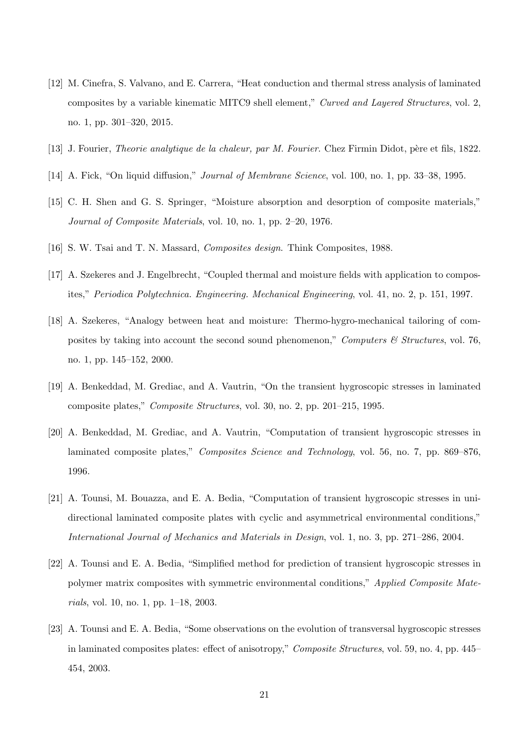[12] M. Cinefra, S. Valvano, and E. Carrera, "Heat conduction and thermal stress analysis of laminated composites by a variable kinematic MITC9 shell element," *Curved and Layered Structures*, vol. 2, no. 1, pp. 301–320, 2015.

[13] J. Fourier, *Theorie analytique de la chaleur, par M. Fourier.* Chez Firmin Didot, père et fils, 1822.

[14] A. Fick, "On liquid diffusion," *Journal of Membrane Science*, vol. 100, no. 1, pp. 33–38, 1995.

[15] C. H. Shen and G. S. Springer, "Moisture absorption and desorption of composite materials," *Journal of Composite Materials*, vol. 10, no. 1, pp. 2–20, 1976.

[16] S. W. Tsai and T. N. Massard, *Composites design.* Think Composites, 1988.

[17] A. Szekeres and J. Engelbrecht, "Coupled thermal and moisture fields with application to composites," *Periodica Polytechnica. Engineering. Mechanical Engineering*, vol. 41, no. 2, p. 151, 1997.

[18] A. Szekeres, "Analogy between heat and moisture: Thermo-hygro-mechanical tailoring of composites by taking into account the second sound phenomenon," *Computers & Structures*, vol. 76, no. 1, pp. 145–152, 2000.

[19] A. Benkeddad, M. Grediac, and A. Vautrin, "On the transient hygroscopic stresses in laminated composite plates," *Composite Structures*, vol. 30, no. 2, pp. 201–215, 1995.

[20] A. Benkeddad, M. Grediac, and A. Vautrin, "Computation of transient hygroscopic stresses in laminated composite plates," *Composites Science and Technology*, vol. 56, no. 7, pp. 869–876, 1996.

[21] A. Tounsi, M. Bouazza, and E. A. Bedia, "Computation of transient hygroscopic stresses in unidirectional laminated composite plates with cyclic and asymmetrical environmental conditions," *International Journal of Mechanics and Materials in Design*, vol. 1, no. 3, pp. 271–286, 2004.

[22] A. Tounsi and E. A. Bedia, "Simplified method for prediction of transient hygroscopic stresses in polymer matrix composites with symmetric environmental conditions," *Applied Composite Materials*, vol. 10, no. 1, pp. 1–18, 2003.

[23] A. Tounsi and E. A. Bedia, "Some observations on the evolution of transversal hygroscopic stresses in laminated composites plates: effect of anisotropy," *Composite Structures*, vol. 59, no. 4, pp. 445–454, 2003.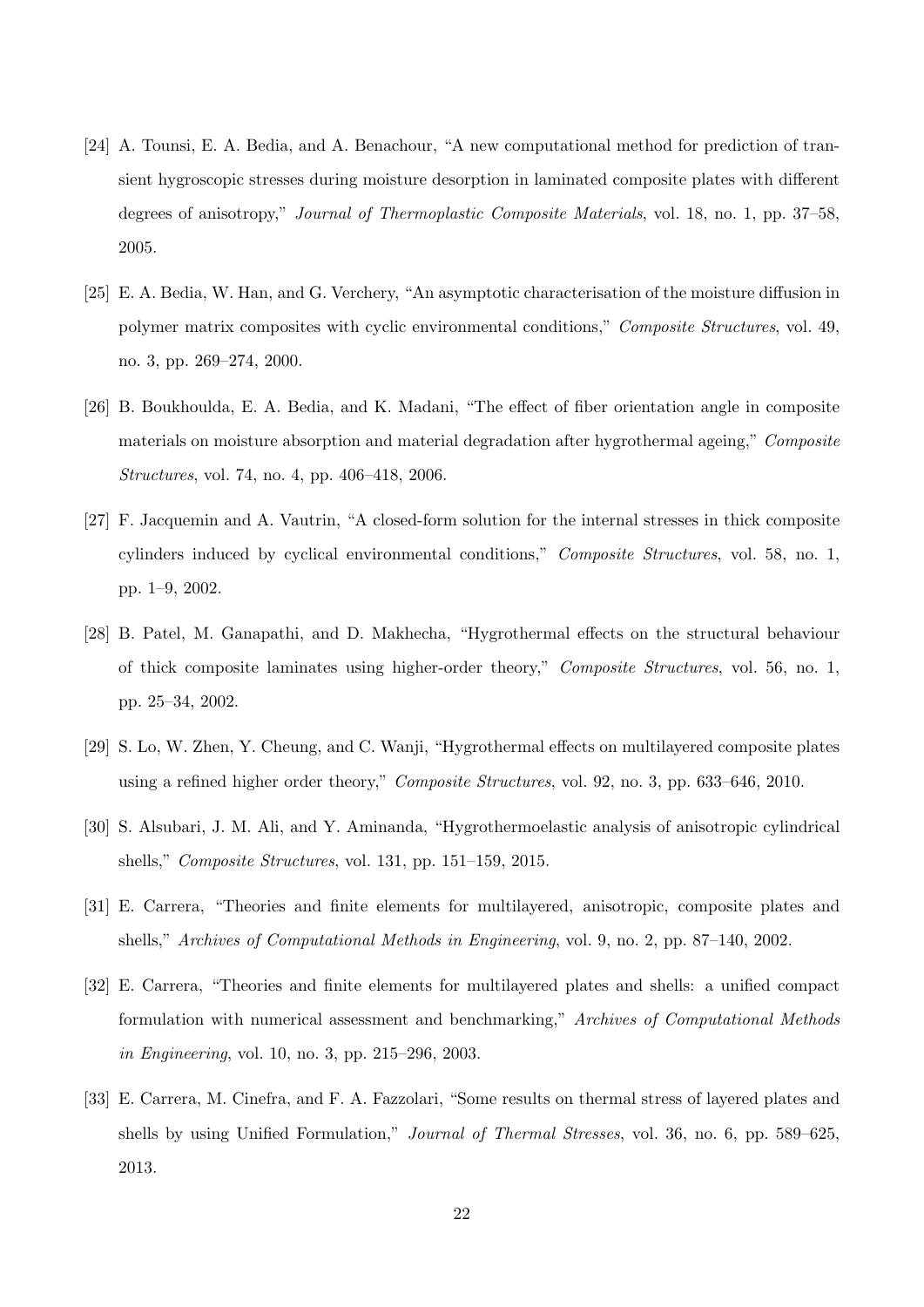[24] A. Tounsi, E. A. Bedia, and A. Benachour, "A new computational method for prediction of transient hygroscopic stresses during moisture desorption in laminated composite plates with different degrees of anisotropy," *Journal of Thermoplastic Composite Materials*, vol. 18, no. 1, pp. 37–58, 2005.

[25] E. A. Bedia, W. Han, and G. Verchery, "An asymptotic characterisation of the moisture diffusion in polymer matrix composites with cyclic environmental conditions," *Composite Structures*, vol. 49, no. 3, pp. 269–274, 2000.

[26] B. Boukhoulda, E. A. Bedia, and K. Madani, "The effect of fiber orientation angle in composite materials on moisture absorption and material degradation after hygrothermal ageing," *Composite Structures*, vol. 74, no. 4, pp. 406–418, 2006.

[27] F. Jacquemin and A. Vautrin, "A closed-form solution for the internal stresses in thick composite cylinders induced by cyclical environmental conditions," *Composite Structures*, vol. 58, no. 1, pp. 1–9, 2002.

[28] B. Patel, M. Ganapathi, and D. Makhecha, "Hygrothermal effects on the structural behaviour of thick composite laminates using higher-order theory," *Composite Structures*, vol. 56, no. 1, pp. 25–34, 2002.

[29] S. Lo, W. Zhen, Y. Cheung, and C. Wanji, "Hygrothermal effects on multilayered composite plates using a refined higher order theory," *Composite Structures*, vol. 92, no. 3, pp. 633–646, 2010.

[30] S. Alsubari, J. M. Ali, and Y. Aminanda, "Hygrothermoelastic analysis of anisotropic cylindrical shells," *Composite Structures*, vol. 131, pp. 151–159, 2015.

[31] E. Carrera, "Theories and finite elements for multilayered, anisotropic, composite plates and shells," *Archives of Computational Methods in Engineering*, vol. 9, no. 2, pp. 87–140, 2002.

[32] E. Carrera, "Theories and finite elements for multilayered plates and shells: a unified compact formulation with numerical assessment and benchmarking," *Archives of Computational Methods in Engineering*, vol. 10, no. 3, pp. 215–296, 2003.

[33] E. Carrera, M. Cinefra, and F. A. Fazzolari, "Some results on thermal stress of layered plates and shells by using Unified Formulation," *Journal of Thermal Stresses*, vol. 36, no. 6, pp. 589–625, 2013.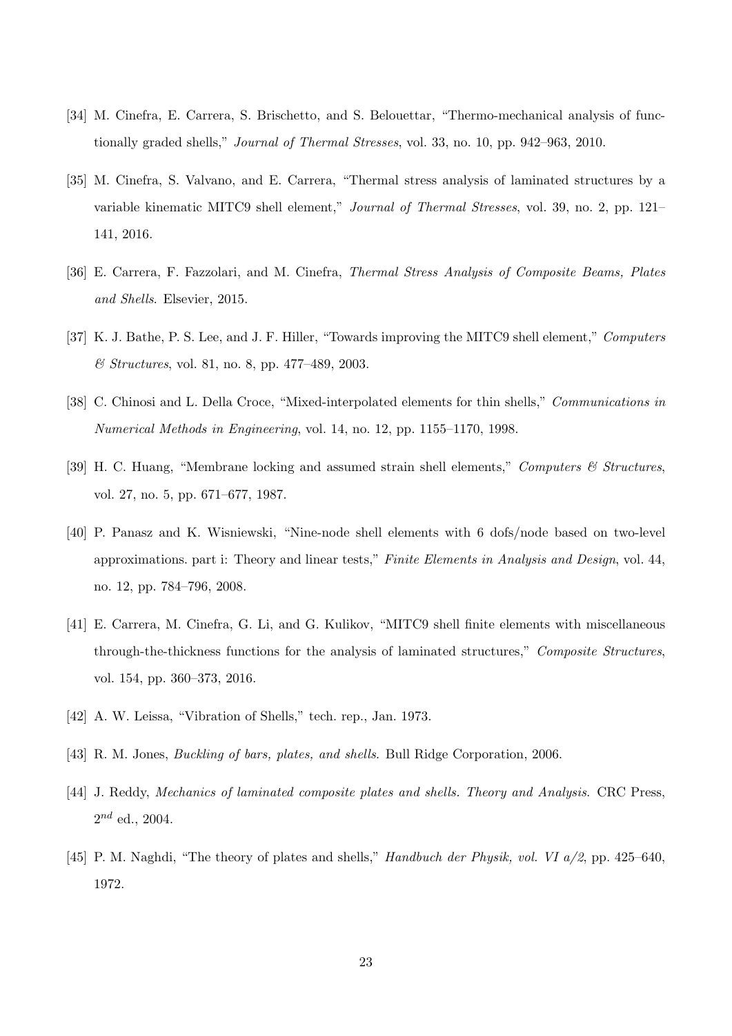[34] M. Cinefra, E. Carrera, S. Brischetto, and S. Belouettar, "Thermo-mechanical analysis of functionally graded shells," *Journal of Thermal Stresses*, vol. 33, no. 10, pp. 942–963, 2010.

[35] M. Cinefra, S. Valvano, and E. Carrera, "Thermal stress analysis of laminated structures by a variable kinematic MITC9 shell element," *Journal of Thermal Stresses*, vol. 39, no. 2, pp. 121–141, 2016.

[36] E. Carrera, F. Fazzolari, and M. Cinefra, *Thermal Stress Analysis of Composite Beams, Plates and Shells*. Elsevier, 2015.

[37] K. J. Bathe, P. S. Lee, and J. F. Hiller, "Towards improving the MITC9 shell element," *Computers & Structures*, vol. 81, no. 8, pp. 477–489, 2003.

[38] C. Chinosi and L. Della Croce, "Mixed-interpolated elements for thin shells," *Communications in Numerical Methods in Engineering*, vol. 14, no. 12, pp. 1155–1170, 1998.

[39] H. C. Huang, "Membrane locking and assumed strain shell elements," *Computers & Structures*, vol. 27, no. 5, pp. 671–677, 1987.

[40] P. Panasz and K. Wisniewski, "Nine-node shell elements with 6 dofs/node based on two-level approximations. part i: Theory and linear tests," *Finite Elements in Analysis and Design*, vol. 44, no. 12, pp. 784–796, 2008.

[41] E. Carrera, M. Cinefra, G. Li, and G. Kulikov, "MITC9 shell finite elements with miscellaneous through-the-thickness functions for the analysis of laminated structures," *Composite Structures*, vol. 154, pp. 360–373, 2016.

[42] A. W. Leissa, "Vibration of Shells," tech. rep., Jan. 1973.

[43] R. M. Jones, *Buckling of bars, plates, and shells*. Bull Ridge Corporation, 2006.

[44] J. Reddy, *Mechanics of laminated composite plates and shells. Theory and Analysis*. CRC Press, $2^{nd}$ ed., 2004.

[45] P. M. Naghdi, "The theory of plates and shells," *Handbuch der Physik, vol. VI a/2*, pp. 425–640, 1972.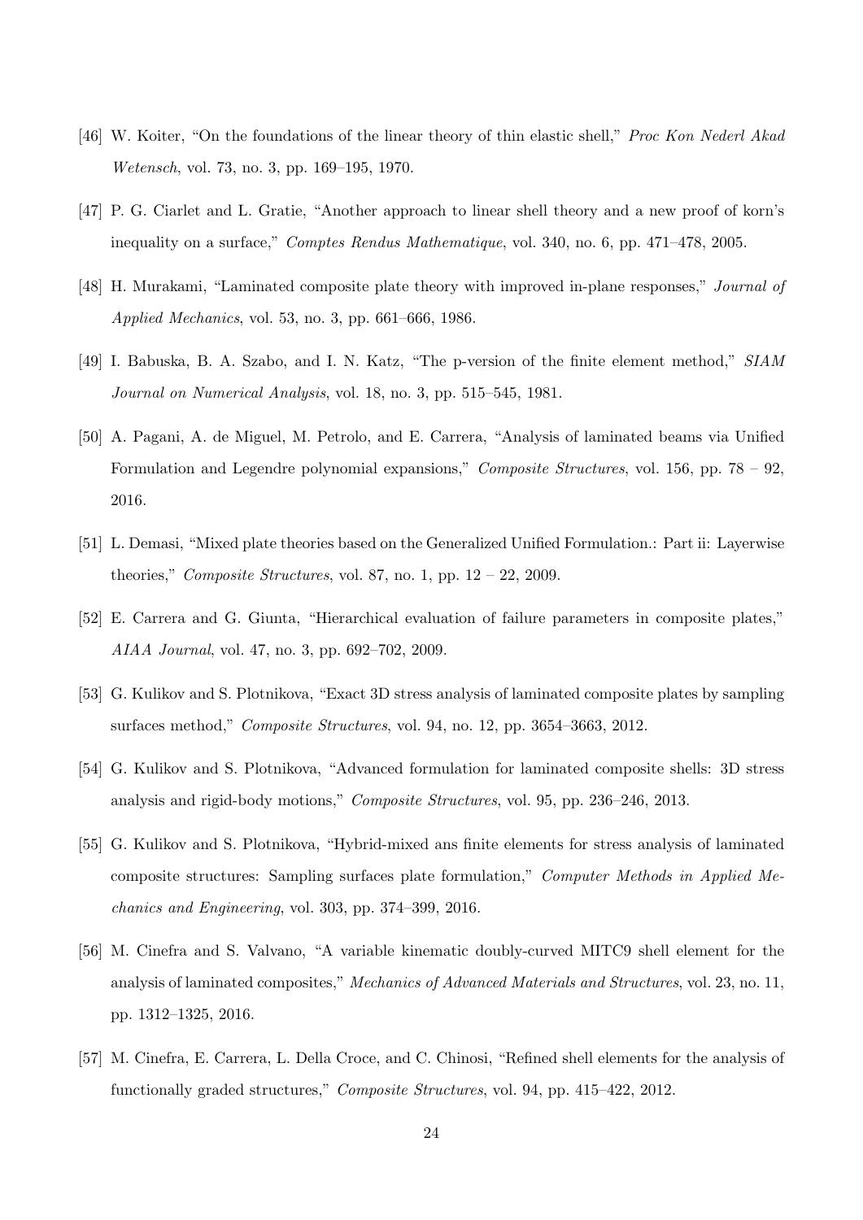[46] W. Koiter, "On the foundations of the linear theory of thin elastic shell," *Proc Kon Nederl Akad Wetensch*, vol. 73, no. 3, pp. 169–195, 1970.

[47] P. G. Ciarlet and L. Gratie, "Another approach to linear shell theory and a new proof of korn's inequality on a surface," *Comptes Rendus Mathematique*, vol. 340, no. 6, pp. 471–478, 2005.

[48] H. Murakami, "Laminated composite plate theory with improved in-plane responses," *Journal of Applied Mechanics*, vol. 53, no. 3, pp. 661–666, 1986.

[49] I. Babuska, B. A. Szabo, and I. N. Katz, "The p-version of the finite element method," *SIAM Journal on Numerical Analysis*, vol. 18, no. 3, pp. 515–545, 1981.

[50] A. Pagani, A. de Miguel, M. Petrolo, and E. Carrera, "Analysis of laminated beams via Unified Formulation and Legendre polynomial expansions," *Composite Structures*, vol. 156, pp. 78 – 92, 2016.

[51] L. Demasi, "Mixed plate theories based on the Generalized Unified Formulation.: Part ii: Layerwise theories," *Composite Structures*, vol. 87, no. 1, pp. 12 – 22, 2009.

[52] E. Carrera and G. Giunta, "Hierarchical evaluation of failure parameters in composite plates," *AIAA Journal*, vol. 47, no. 3, pp. 692–702, 2009.

[53] G. Kulikov and S. Plotnikova, "Exact 3D stress analysis of laminated composite plates by sampling surfaces method," *Composite Structures*, vol. 94, no. 12, pp. 3654–3663, 2012.

[54] G. Kulikov and S. Plotnikova, "Advanced formulation for laminated composite shells: 3D stress analysis and rigid-body motions," *Composite Structures*, vol. 95, pp. 236–246, 2013.

[55] G. Kulikov and S. Plotnikova, "Hybrid-mixed ans finite elements for stress analysis of laminated composite structures: Sampling surfaces plate formulation," *Computer Methods in Applied Mechanics and Engineering*, vol. 303, pp. 374–399, 2016.

[56] M. Cinefra and S. Valvano, "A variable kinematic doubly-curved MITC9 shell element for the analysis of laminated composites," *Mechanics of Advanced Materials and Structures*, vol. 23, no. 11, pp. 1312–1325, 2016.

[57] M. Cinefra, E. Carrera, L. Della Croce, and C. Chinosi, "Refined shell elements for the analysis of functionally graded structures," *Composite Structures*, vol. 94, pp. 415–422, 2012.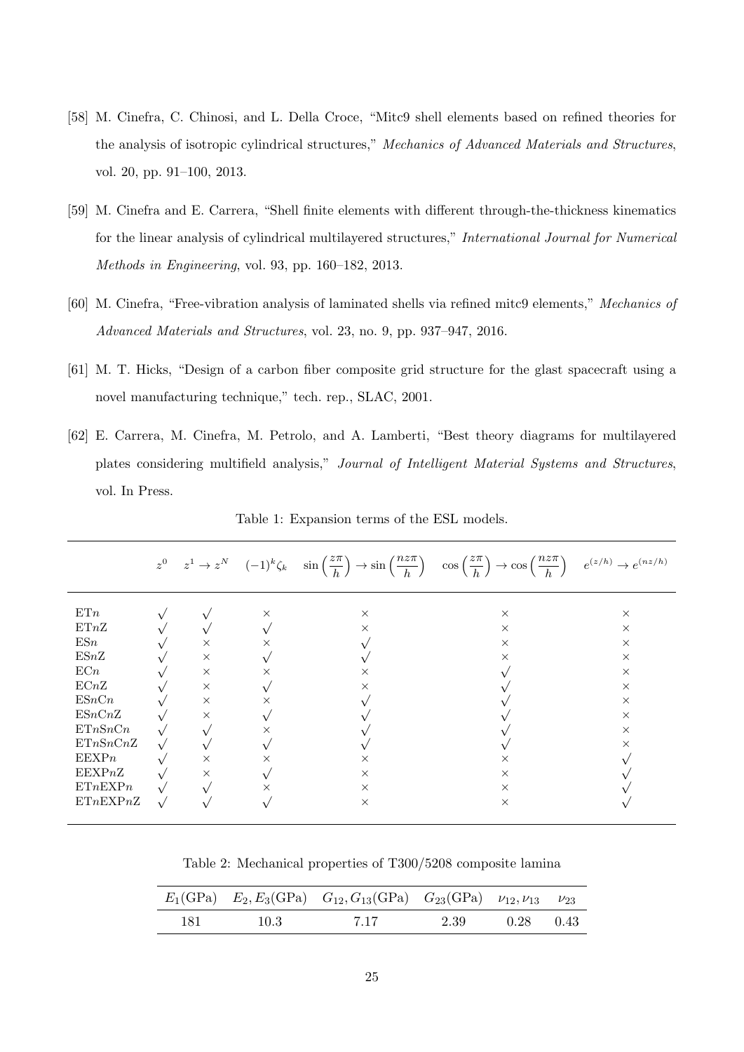[58] M. Cinefra, C. Chinosi, and L. Della Croce, "Mitc9 shell elements based on refined theories for the analysis of isotropic cylindrical structures," *Mechanics of Advanced Materials and Structures*, vol. 20, pp. 91–100, 2013.

[59] M. Cinefra and E. Carrera, "Shell finite elements with different through-the-thickness kinematics for the linear analysis of cylindrical multilayered structures," *International Journal for Numerical Methods in Engineering*, vol. 93, pp. 160–182, 2013.

[60] M. Cinefra, "Free-vibration analysis of laminated shells via refined mitc9 elements," *Mechanics of Advanced Materials and Structures*, vol. 23, no. 9, pp. 937–947, 2016.

[61] M. T. Hicks, "Design of a carbon fiber composite grid structure for the glast spacecraft using a novel manufacturing technique," tech. rep., SLAC, 2001.

[62] E. Carrera, M. Cinefra, M. Petrolo, and A. Lamberti, "Best theory diagrams for multilayered plates considering multifield analysis," *Journal of Intelligent Material Systems and Structures*, vol. In Press.

Table 1: Expansion terms of the ESL models.

| | $z^0$ | $z^1 \rightarrow z^N$ | $(-1)^k \zeta_k$ | $\sin\left(\frac{z\pi}{h}\right) \rightarrow \sin\left(\frac{nz\pi}{h}\right)$ | $\cos\left(\frac{z\pi}{h}\right) \rightarrow \cos\left(\frac{nz\pi}{h}\right)$ | $e^{(z/h)} \rightarrow e^{(nz/h)}$ |
|---|---|---|---|---|---|---|
| ET$n$ | $\surd$ | $\surd$ | $\times$ | $\times$ | $\times$ | $\times$ |
| ET$n$Z | $\surd$ | $\surd$ | $\surd$ | $\times$ | $\times$ | $\times$ |
| ES$n$ | $\surd$ | $\times$ | $\times$ | $\surd$ | $\times$ | $\times$ |
| ES$n$Z | $\surd$ | $\times$ | $\surd$ | $\surd$ | $\times$ | $\times$ |
| EC$n$ | $\surd$ | $\times$ | $\times$ | $\times$ | $\surd$ | $\times$ |
| EC$n$Z | $\surd$ | $\times$ | $\surd$ | $\times$ | $\surd$ | $\times$ |
| ES$n$C$n$ | $\surd$ | $\times$ | $\times$ | $\surd$ | $\surd$ | $\times$ |
| ES$n$C$n$Z | $\surd$ | $\times$ | $\surd$ | $\surd$ | $\surd$ | $\times$ |
| ET$n$S$n$C$n$ | $\surd$ | $\surd$ | $\times$ | $\surd$ | $\surd$ | $\times$ |
| ET$n$S$n$C$n$Z | $\surd$ | $\surd$ | $\surd$ | $\surd$ | $\surd$ | $\times$ |
| EEXP$n$ | $\surd$ | $\times$ | $\times$ | $\times$ | $\times$ | $\surd$ |
| EEXP$n$Z | $\surd$ | $\times$ | $\surd$ | $\times$ | $\times$ | $\surd$ |
| ET$n$EXP$n$ | $\surd$ | $\surd$ | $\times$ | $\times$ | $\times$ | $\surd$ |
| ET$n$EXP$n$Z | $\surd$ | $\surd$ | $\surd$ | $\times$ | $\times$ | $\surd$ |

Table 2: Mechanical properties of T300/5208 composite lamina

| $E_1$(GPa) | $E_2, E_3$(GPa) | $G_{12}, G_{13}$(GPa) | $G_{23}$(GPa) | $\nu_{12}, \nu_{13}$ | $\nu_{23}$ |
|---|---|---|---|---|---|
| 181 | 10.3 | 7.17 | 2.39 | 0.28 | 0.43 |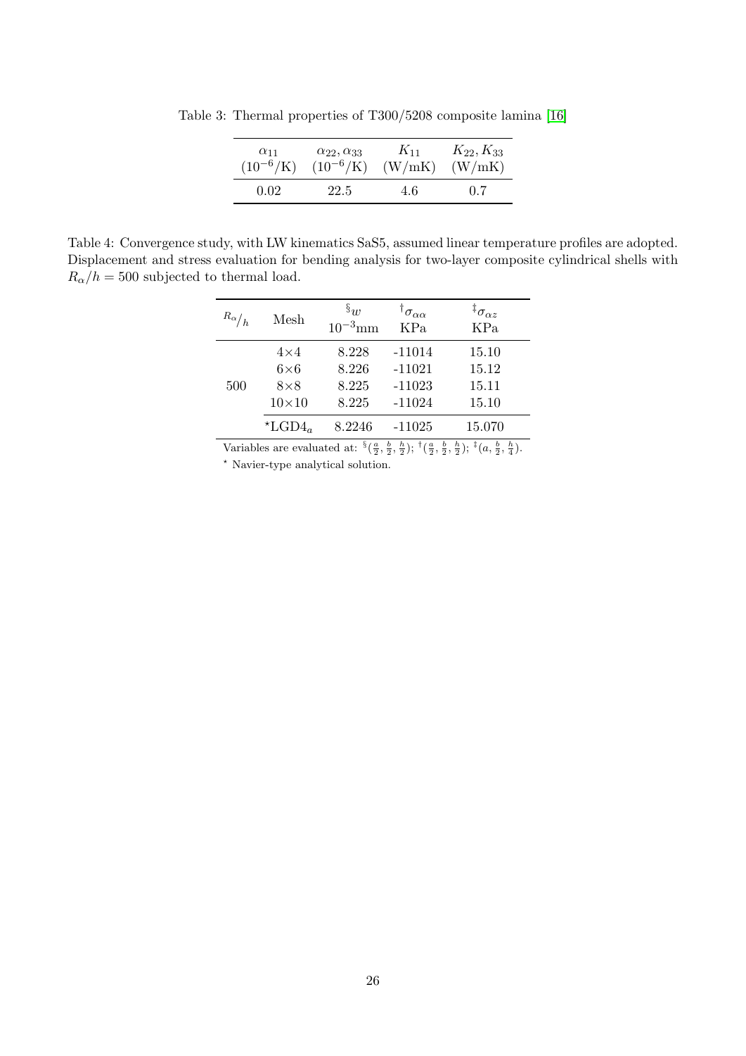Table 3: Thermal properties of T300/5208 composite lamina [16]

| $\alpha_{11}$ $(10^{-6}/\text{K})$ | $\alpha_{22}, \alpha_{33}$ $(10^{-6}/\text{K})$ | $K_{11}$ (W/mK) | $K_{22}, K_{33}$ (W/mK) |
|---|---|---|---|
| 0.02 | 22.5 | 4.6 | 0.7 |

Table 4: Convergence study, with LW kinematics SaS5, assumed linear temperature profiles are adopted. Displacement and stress evaluation for bending analysis for two-layer composite cylindrical shells with $R_\alpha/h = 500$ subjected to thermal load.

| $R_\alpha/h$ | Mesh | $^{\S}w$ $10^{-3}$mm | $^{\dagger}\sigma_{\alpha\alpha}$ KPa | $^{\ddagger}\sigma_{\alpha z}$ KPa |
|---|---|---|---|---|
| 500 | 4×4 | 8.228 | -11014 | 15.10 |
| | 6×6 | 8.226 | -11021 | 15.12 |
| | 8×8 | 8.225 | -11023 | 15.11 |
| | 10×10 | 8.225 | -11024 | 15.10 |
| | $^{\star}$LGD$4_a$ | 8.2246 | -11025 | 15.070 |

Variables are evaluated at: $^{\S}(\frac{a}{2}, \frac{b}{2}, \frac{h}{2})$; $^{\dagger}(\frac{a}{2}, \frac{b}{2}, \frac{h}{2})$; $^{\ddagger}(a, \frac{b}{2}, \frac{h}{4})$.

$^{\star}$ Navier-type analytical solution.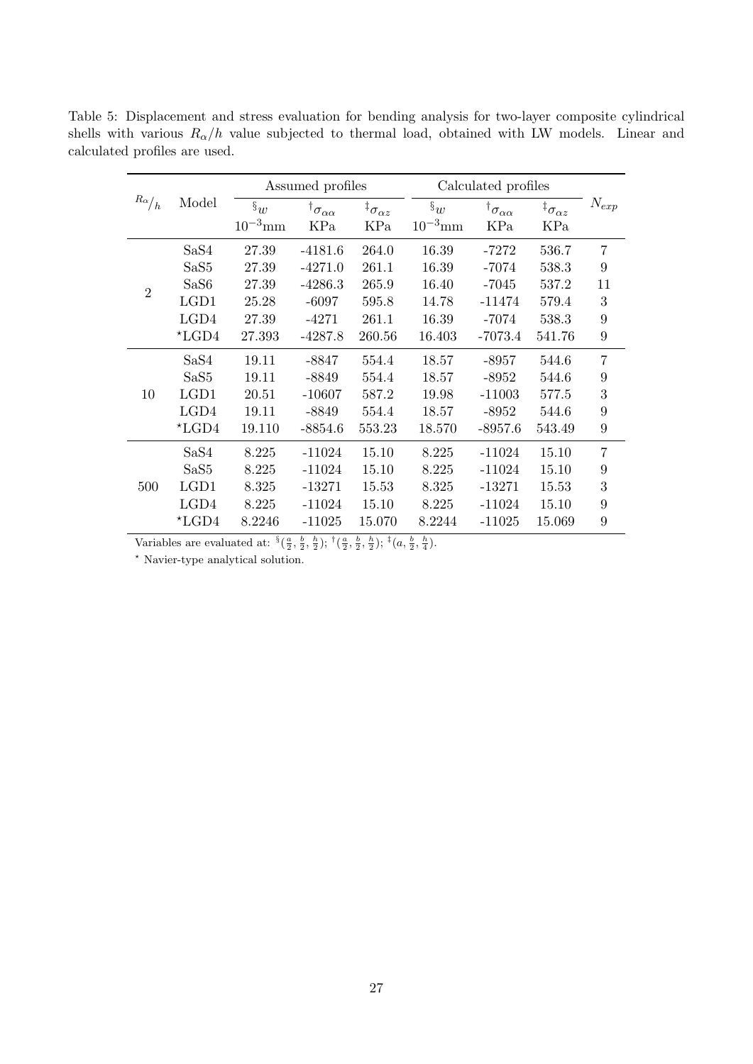Table 5: Displacement and stress evaluation for bending analysis for two-layer composite cylindrical shells with various $R_\alpha/h$ value subjected to thermal load, obtained with LW models. Linear and calculated profiles are used.

| $R_\alpha/h$ | Model | Assumed profiles | | | Calculated profiles | | | $N_{exp}$ |
|---|---|---|---|---|---|---|---|---|
| | | $^{\S}w$ $10^{-3}$mm | $^{\dagger}\sigma_{\alpha\alpha}$ KPa | $^{\ddagger}\sigma_{\alpha z}$ KPa | $^{\S}w$ $10^{-3}$mm | $^{\dagger}\sigma_{\alpha\alpha}$ KPa | $^{\ddagger}\sigma_{\alpha z}$ KPa | |
| 2 | SaS4 | 27.39 | -4181.6 | 264.0 | 16.39 | -7272 | 536.7 | 7 |
| | SaS5 | 27.39 | -4271.0 | 261.1 | 16.39 | -7074 | 538.3 | 9 |
| | SaS6 | 27.39 | -4286.3 | 265.9 | 16.40 | -7045 | 537.2 | 11 |
| | LGD1 | 25.28 | -6097 | 595.8 | 14.78 | -11474 | 579.4 | 3 |
| | LGD4 | 27.39 | -4271 | 261.1 | 16.39 | -7074 | 538.3 | 9 |
| | *LGD4 | 27.393 | -4287.8 | 260.56 | 16.403 | -7073.4 | 541.76 | 9 |
| 10 | SaS4 | 19.11 | -8847 | 554.4 | 18.57 | -8957 | 544.6 | 7 |
| | SaS5 | 19.11 | -8849 | 554.4 | 18.57 | -8952 | 544.6 | 9 |
| | LGD1 | 20.51 | -10607 | 587.2 | 19.98 | -11003 | 577.5 | 3 |
| | LGD4 | 19.11 | -8849 | 554.4 | 18.57 | -8952 | 544.6 | 9 |
| | *LGD4 | 19.110 | -8854.6 | 553.23 | 18.570 | -8957.6 | 543.49 | 9 |
| 500 | SaS4 | 8.225 | -11024 | 15.10 | 8.225 | -11024 | 15.10 | 7 |
| | SaS5 | 8.225 | -11024 | 15.10 | 8.225 | -11024 | 15.10 | 9 |
| | LGD1 | 8.325 | -13271 | 15.53 | 8.325 | -13271 | 15.53 | 3 |
| | LGD4 | 8.225 | -11024 | 15.10 | 8.225 | -11024 | 15.10 | 9 |
| | *LGD4 | 8.2246 | -11025 | 15.070 | 8.2244 | -11025 | 15.069 | 9 |

Variables are evaluated at: $^{\S}(\frac{a}{2}, \frac{b}{2}, \frac{h}{2})$; $^{\dagger}(\frac{a}{2}, \frac{b}{2}, \frac{h}{2})$; $^{\ddagger}(a, \frac{b}{2}, \frac{h}{4})$.

$^{\star}$ Navier-type analytical solution.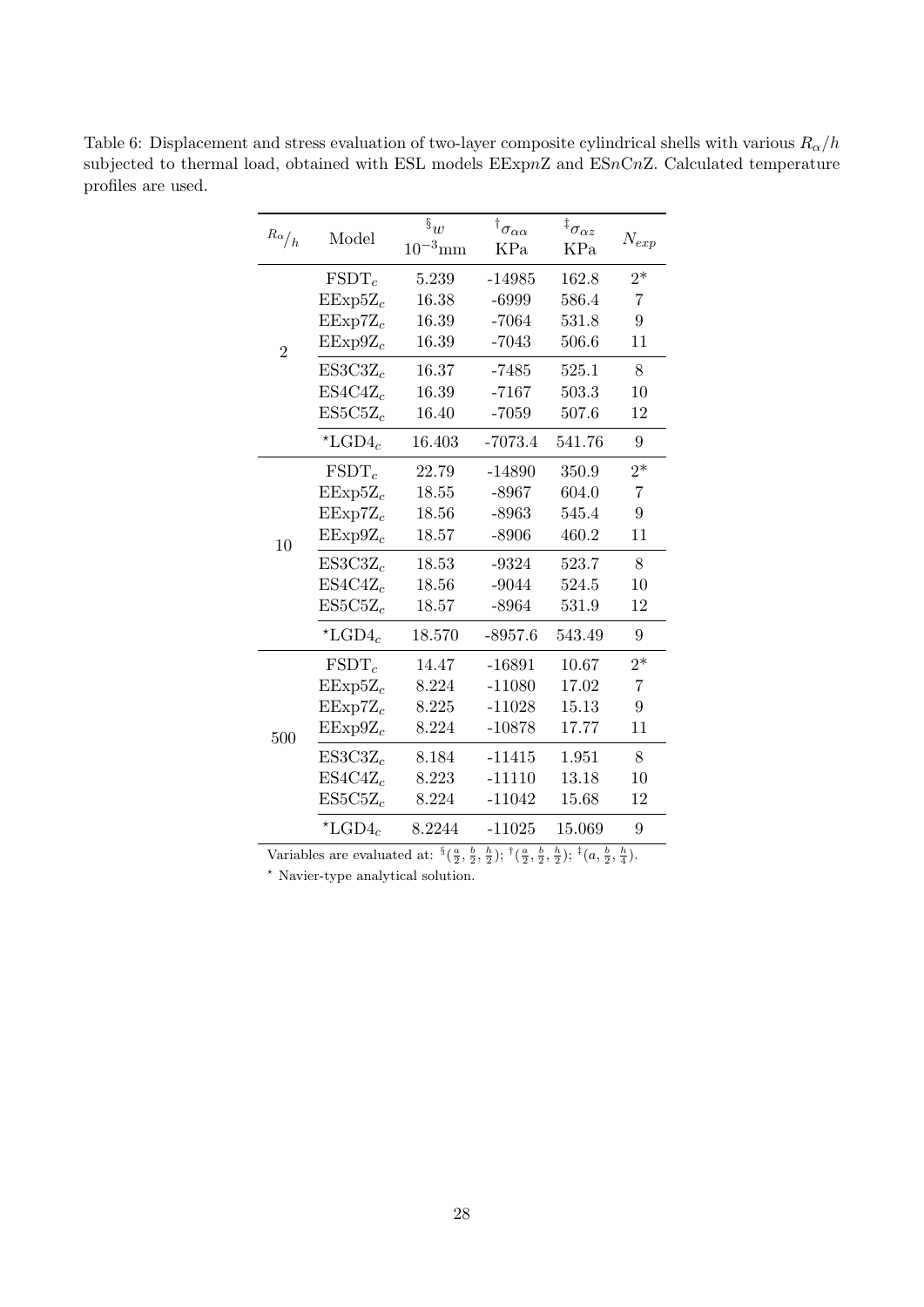Table 6: Displacement and stress evaluation of two-layer composite cylindrical shells with various $R_\alpha/h$ subjected to thermal load, obtained with ESL models EExp$n$Z and ES$n$C$n$Z. Calculated temperature profiles are used.

| $R_\alpha/h$ | Model | $^{\S}w$ $10^{-3}$mm | $^{\dagger}\sigma_{\alpha\alpha}$ KPa | $^{\ddagger}\sigma_{\alpha z}$ KPa | $N_{exp}$ |
|---|---|---|---|---|---|
| 2 | $\text{FSDT}_c$ | 5.239 | -14985 | 162.8 | 2* |
| | $\text{EExp5Z}_c$ | 16.38 | -6999 | 586.4 | 7 |
| | $\text{EExp7Z}_c$ | 16.39 | -7064 | 531.8 | 9 |
| | $\text{EExp9Z}_c$ | 16.39 | -7043 | 506.6 | 11 |
| | $\text{ES3C3Z}_c$ | 16.37 | -7485 | 525.1 | 8 |
| | $\text{ES4C4Z}_c$ | 16.39 | -7167 | 503.3 | 10 |
| | $\text{ES5C5Z}_c$ | 16.40 | -7059 | 507.6 | 12 |
| | $^{\star}\text{LGD4}_c$ | 16.403 | -7073.4 | 541.76 | 9 |
| 10 | $\text{FSDT}_c$ | 22.79 | -14890 | 350.9 | 2* |
| | $\text{EExp5Z}_c$ | 18.55 | -8967 | 604.0 | 7 |
| | $\text{EExp7Z}_c$ | 18.56 | -8963 | 545.4 | 9 |
| | $\text{EExp9Z}_c$ | 18.57 | -8906 | 460.2 | 11 |
| | $\text{ES3C3Z}_c$ | 18.53 | -9324 | 523.7 | 8 |
| | $\text{ES4C4Z}_c$ | 18.56 | -9044 | 524.5 | 10 |
| | $\text{ES5C5Z}_c$ | 18.57 | -8964 | 531.9 | 12 |
| | $^{\star}\text{LGD4}_c$ | 18.570 | -8957.6 | 543.49 | 9 |
| 500 | $\text{FSDT}_c$ | 14.47 | -16891 | 10.67 | 2* |
| | $\text{EExp5Z}_c$ | 8.224 | -11080 | 17.02 | 7 |
| | $\text{EExp7Z}_c$ | 8.225 | -11028 | 15.13 | 9 |
| | $\text{EExp9Z}_c$ | 8.224 | -10878 | 17.77 | 11 |
| | $\text{ES3C3Z}_c$ | 8.184 | -11415 | 1.951 | 8 |
| | $\text{ES4C4Z}_c$ | 8.223 | -11110 | 13.18 | 10 |
| | $\text{ES5C5Z}_c$ | 8.224 | -11042 | 15.68 | 12 |
| | $^{\star}\text{LGD4}_c$ | 8.2244 | -11025 | 15.069 | 9 |

Variables are evaluated at: $^{\S}(\frac{a}{2}, \frac{b}{2}, \frac{h}{2})$; $^{\dagger}(\frac{a}{2}, \frac{b}{2}, \frac{h}{2})$; $^{\ddagger}(a, \frac{b}{2}, \frac{h}{4})$.

$^{\star}$ Navier-type analytical solution.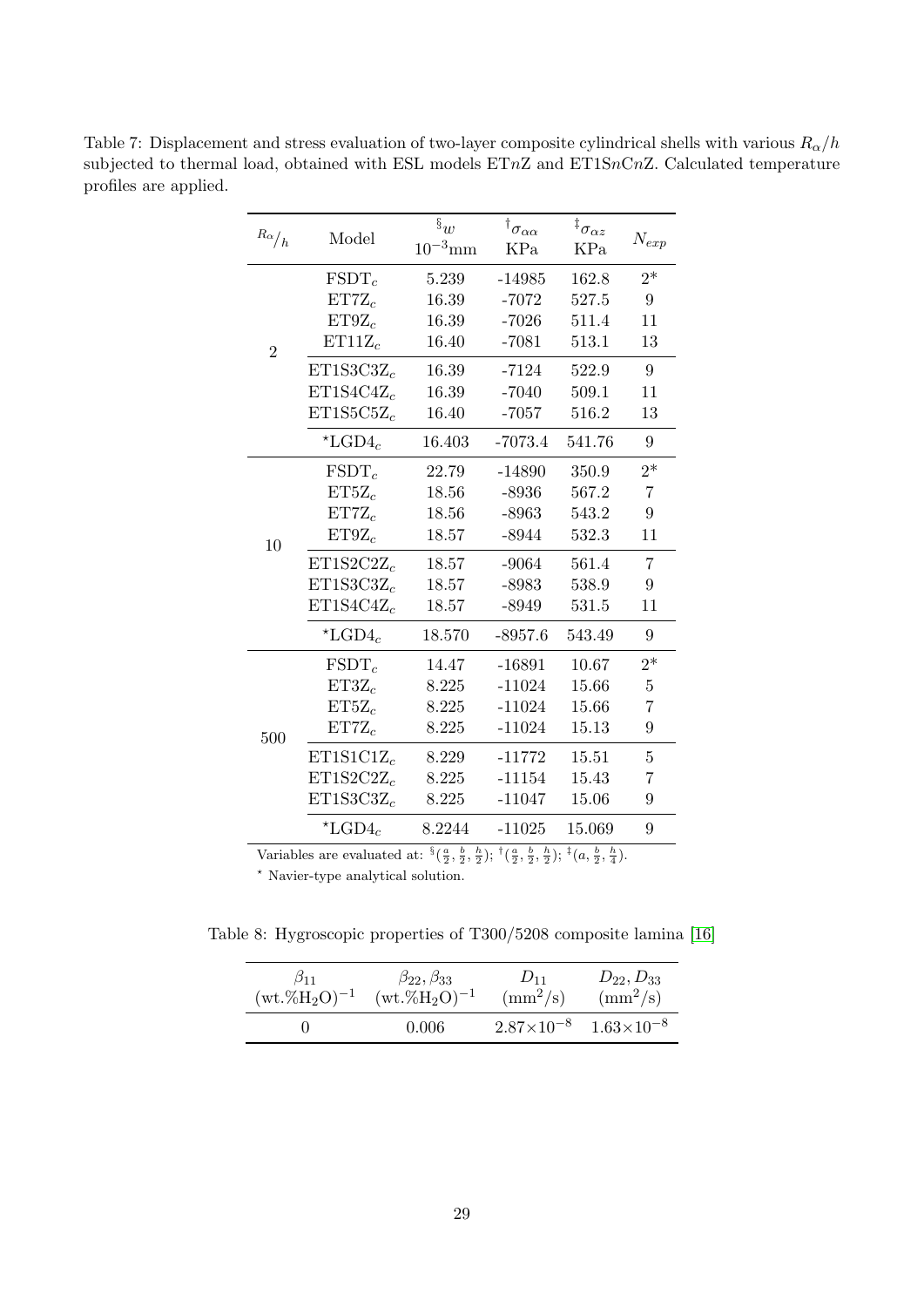Table 7: Displacement and stress evaluation of two-layer composite cylindrical shells with various $R_\alpha/h$ subjected to thermal load, obtained with ESL models ET$n$Z and ET1S$n$C$n$Z. Calculated temperature profiles are applied.

| $^{R_\alpha}/_h$ | Model | $^\S w$ $10^{-3}$mm | $^\dagger\sigma_{\alpha\alpha}$ KPa | $^\ddagger\sigma_{\alpha z}$ KPa | $N_{exp}$ |
|---|---|---|---|---|---|
| 2 | FSDT$_c$ | 5.239 | -14985 | 162.8 | 2* |
| | ET7Z$_c$ | 16.39 | -7072 | 527.5 | 9 |
| | ET9Z$_c$ | 16.39 | -7026 | 511.4 | 11 |
| | ET11Z$_c$ | 16.40 | -7081 | 513.1 | 13 |
| | ET1S3C3Z$_c$ | 16.39 | -7124 | 522.9 | 9 |
| | ET1S4C4Z$_c$ | 16.39 | -7040 | 509.1 | 11 |
| | ET1S5C5Z$_c$ | 16.40 | -7057 | 516.2 | 13 |
| | $^\star$LGD4$_c$ | 16.403 | -7073.4 | 541.76 | 9 |
| 10 | FSDT$_c$ | 22.79 | -14890 | 350.9 | 2* |
| | ET5Z$_c$ | 18.56 | -8936 | 567.2 | 7 |
| | ET7Z$_c$ | 18.56 | -8963 | 543.2 | 9 |
| | ET9Z$_c$ | 18.57 | -8944 | 532.3 | 11 |
| | ET1S2C2Z$_c$ | 18.57 | -9064 | 561.4 | 7 |
| | ET1S3C3Z$_c$ | 18.57 | -8983 | 538.9 | 9 |
| | ET1S4C4Z$_c$ | 18.57 | -8949 | 531.5 | 11 |
| | $^\star$LGD4$_c$ | 18.570 | -8957.6 | 543.49 | 9 |
| 500 | FSDT$_c$ | 14.47 | -16891 | 10.67 | 2* |
| | ET3Z$_c$ | 8.225 | -11024 | 15.66 | 5 |
| | ET5Z$_c$ | 8.225 | -11024 | 15.66 | 7 |
| | ET7Z$_c$ | 8.225 | -11024 | 15.13 | 9 |
| | ET1S1C1Z$_c$ | 8.229 | -11772 | 15.51 | 5 |
| | ET1S2C2Z$_c$ | 8.225 | -11154 | 15.43 | 7 |
| | ET1S3C3Z$_c$ | 8.225 | -11047 | 15.06 | 9 |
| | $^\star$LGD4$_c$ | 8.2244 | -11025 | 15.069 | 9 |

Variables are evaluated at: $^\S(\frac{a}{2}, \frac{b}{2}, \frac{h}{2})$; $^\dagger(\frac{a}{2}, \frac{b}{2}, \frac{h}{2})$; $^\ddagger(a, \frac{b}{2}, \frac{h}{4})$.

$^\star$ Navier-type analytical solution.

Table 8: Hygroscopic properties of T300/5208 composite lamina [16]

| $\beta_{11}$ $(\text{wt.}\%\text{H}_2\text{O})^{-1}$ | $\beta_{22}, \beta_{33}$ $(\text{wt.}\%\text{H}_2\text{O})^{-1}$ | $D_{11}$ $(\text{mm}^2/\text{s})$ | $D_{22}, D_{33}$ $(\text{mm}^2/\text{s})$ |
|---|---|---|---|
| 0 | 0.006 | $2.87\times10^{-8}$ | $1.63\times10^{-8}$ |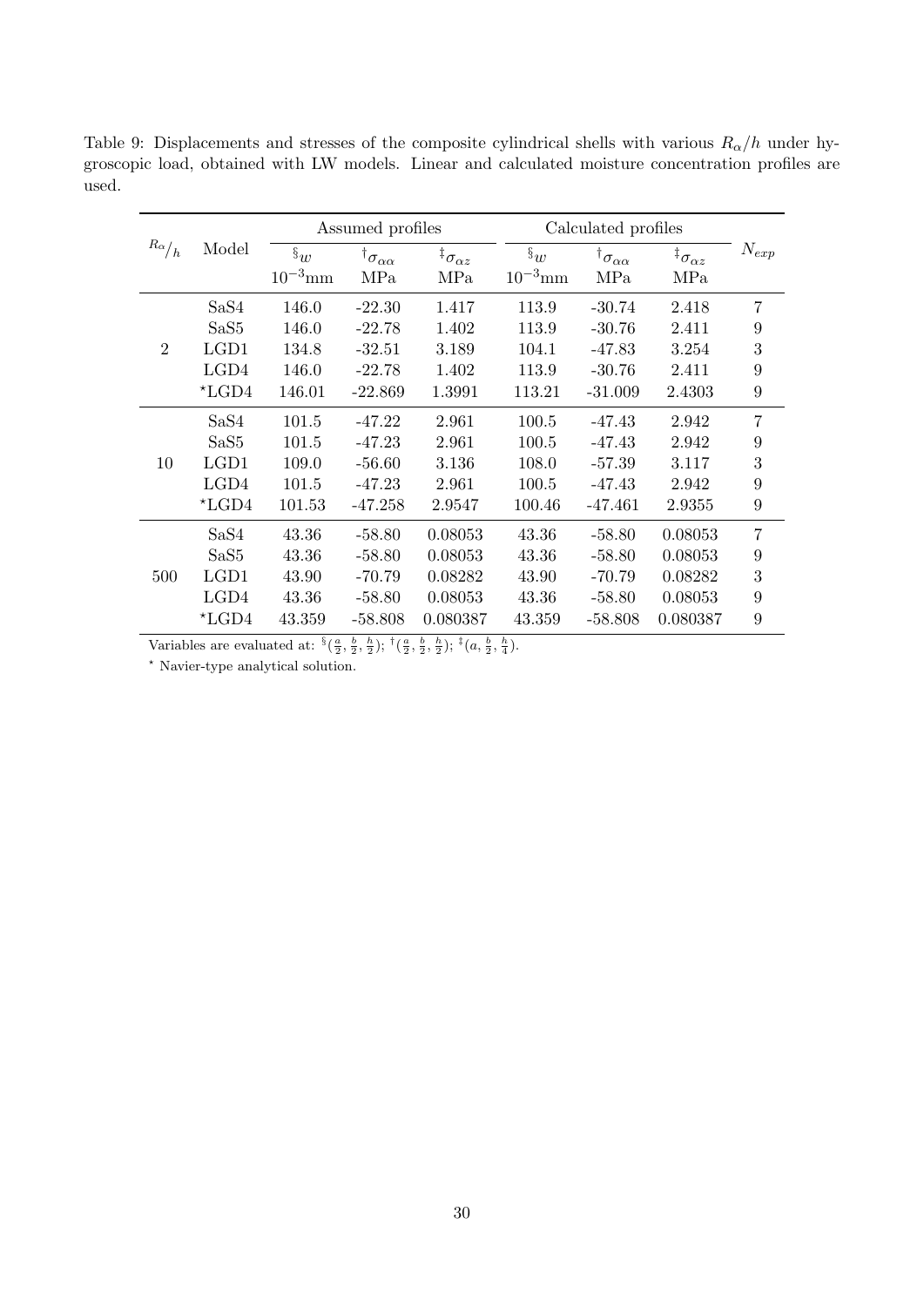Table 9: Displacements and stresses of the composite cylindrical shells with various $R_\alpha/h$ under hygroscopic load, obtained with LW models. Linear and calculated moisture concentration profiles are used.

| $R_\alpha/h$ | Model | Assumed profiles | | | Calculated profiles | | | $N_{exp}$ |
|---|---|---|---|---|---|---|---|---|
| | | $^{\S}w$ $10^{-3}$mm | $^{\dagger}\sigma_{\alpha\alpha}$ MPa | $^{\ddagger}\sigma_{\alpha z}$ MPa | $^{\S}w$ $10^{-3}$mm | $^{\dagger}\sigma_{\alpha\alpha}$ MPa | $^{\ddagger}\sigma_{\alpha z}$ MPa | |
| 2 | SaS4 | 146.0 | -22.30 | 1.417 | 113.9 | -30.74 | 2.418 | 7 |
| | SaS5 | 146.0 | -22.78 | 1.402 | 113.9 | -30.76 | 2.411 | 9 |
| | LGD1 | 134.8 | -32.51 | 3.189 | 104.1 | -47.83 | 3.254 | 3 |
| | LGD4 | 146.0 | -22.78 | 1.402 | 113.9 | -30.76 | 2.411 | 9 |
| | $^\star$LGD4 | 146.01 | -22.869 | 1.3991 | 113.21 | -31.009 | 2.4303 | 9 |
| 10 | SaS4 | 101.5 | -47.22 | 2.961 | 100.5 | -47.43 | 2.942 | 7 |
| | SaS5 | 101.5 | -47.23 | 2.961 | 100.5 | -47.43 | 2.942 | 9 |
| | LGD1 | 109.0 | -56.60 | 3.136 | 108.0 | -57.39 | 3.117 | 3 |
| | LGD4 | 101.5 | -47.23 | 2.961 | 100.5 | -47.43 | 2.942 | 9 |
| | $^\star$LGD4 | 101.53 | -47.258 | 2.9547 | 100.46 | -47.461 | 2.9355 | 9 |
| 500 | SaS4 | 43.36 | -58.80 | 0.08053 | 43.36 | -58.80 | 0.08053 | 7 |
| | SaS5 | 43.36 | -58.80 | 0.08053 | 43.36 | -58.80 | 0.08053 | 9 |
| | LGD1 | 43.90 | -70.79 | 0.08282 | 43.90 | -70.79 | 0.08282 | 3 |
| | LGD4 | 43.36 | -58.80 | 0.08053 | 43.36 | -58.80 | 0.08053 | 9 |
| | $^\star$LGD4 | 43.359 | -58.808 | 0.080387 | 43.359 | -58.808 | 0.080387 | 9 |

Variables are evaluated at: $^{\S}(\frac{a}{2}, \frac{b}{2}, \frac{h}{2})$; $^{\dagger}(\frac{a}{2}, \frac{b}{2}, \frac{h}{2})$; $^{\ddagger}(a, \frac{b}{2}, \frac{h}{4})$.

$^\star$ Navier-type analytical solution.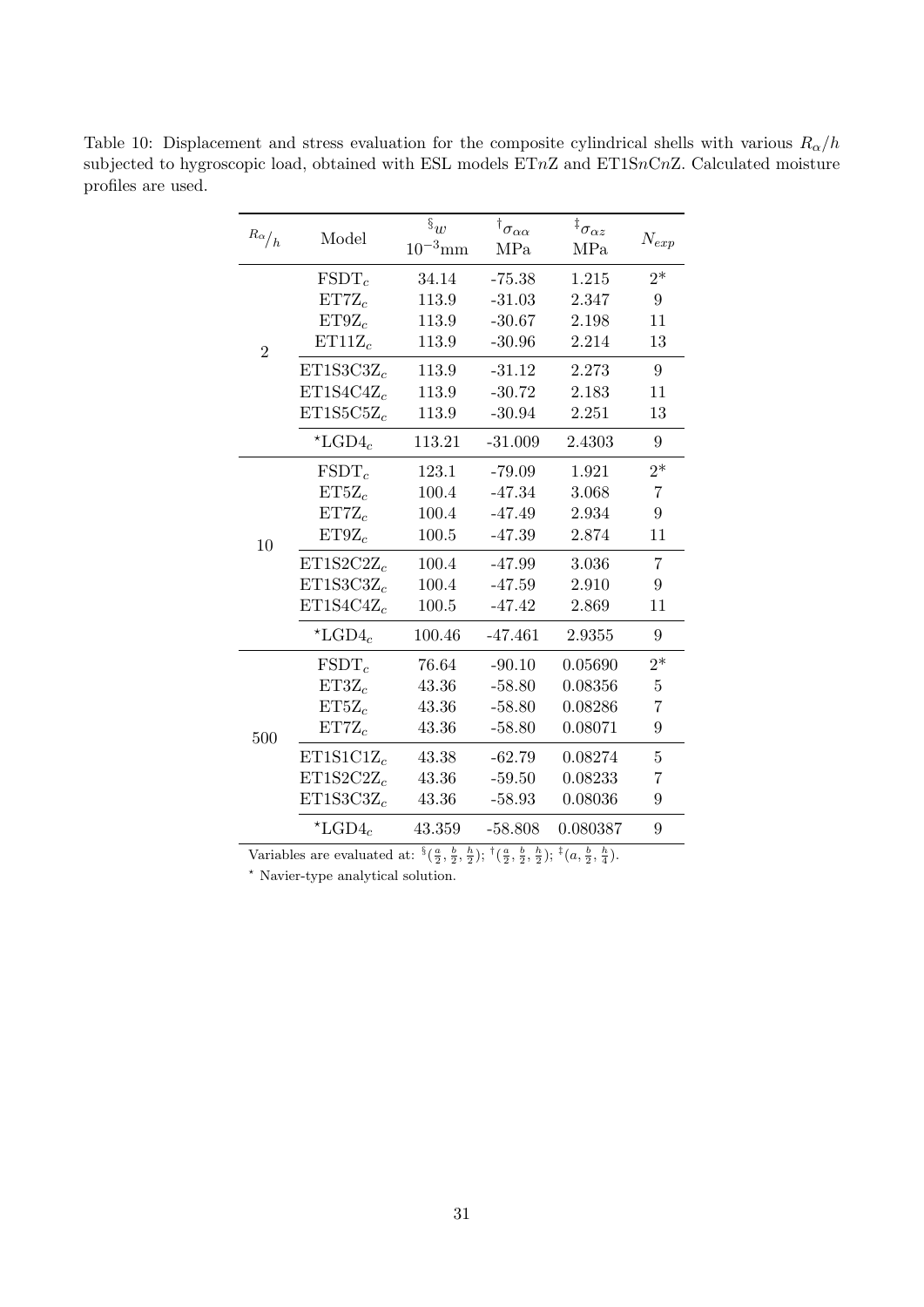Table 10: Displacement and stress evaluation for the composite cylindrical shells with various $R_\alpha/h$ subjected to hygroscopic load, obtained with ESL models ET$n$Z and ET1S$n$C$n$Z. Calculated moisture profiles are used.

| $^{R_\alpha}/_h$ | Model | $^\S w$ $10^{-3}$mm | $^\dagger\sigma_{\alpha\alpha}$ MPa | $^\ddagger\sigma_{\alpha z}$ MPa | $N_{exp}$ |
|---|---|---|---|---|---|
| 2 | FSDT$_c$ | 34.14 | -75.38 | 1.215 | 2* |
| | ET7Z$_c$ | 113.9 | -31.03 | 2.347 | 9 |
| | ET9Z$_c$ | 113.9 | -30.67 | 2.198 | 11 |
| | ET11Z$_c$ | 113.9 | -30.96 | 2.214 | 13 |
| | ET1S3C3Z$_c$ | 113.9 | -31.12 | 2.273 | 9 |
| | ET1S4C4Z$_c$ | 113.9 | -30.72 | 2.183 | 11 |
| | ET1S5C5Z$_c$ | 113.9 | -30.94 | 2.251 | 13 |
| | $^\star$LGD4$_c$ | 113.21 | -31.009 | 2.4303 | 9 |
| 10 | FSDT$_c$ | 123.1 | -79.09 | 1.921 | 2* |
| | ET5Z$_c$ | 100.4 | -47.34 | 3.068 | 7 |
| | ET7Z$_c$ | 100.4 | -47.49 | 2.934 | 9 |
| | ET9Z$_c$ | 100.5 | -47.39 | 2.874 | 11 |
| | ET1S2C2Z$_c$ | 100.4 | -47.99 | 3.036 | 7 |
| | ET1S3C3Z$_c$ | 100.4 | -47.59 | 2.910 | 9 |
| | ET1S4C4Z$_c$ | 100.5 | -47.42 | 2.869 | 11 |
| | $^\star$LGD4$_c$ | 100.46 | -47.461 | 2.9355 | 9 |
| 500 | FSDT$_c$ | 76.64 | -90.10 | 0.05690 | 2* |
| | ET3Z$_c$ | 43.36 | -58.80 | 0.08356 | 5 |
| | ET5Z$_c$ | 43.36 | -58.80 | 0.08286 | 7 |
| | ET7Z$_c$ | 43.36 | -58.80 | 0.08071 | 9 |
| | ET1S1C1Z$_c$ | 43.38 | -62.79 | 0.08274 | 5 |
| | ET1S2C2Z$_c$ | 43.36 | -59.50 | 0.08233 | 7 |
| | ET1S3C3Z$_c$ | 43.36 | -58.93 | 0.08036 | 9 |
| | $^\star$LGD4$_c$ | 43.359 | -58.808 | 0.080387 | 9 |

Variables are evaluated at: $^\S(\frac{a}{2}, \frac{b}{2}, \frac{h}{2})$; $^\dagger(\frac{a}{2}, \frac{b}{2}, \frac{h}{2})$; $^\ddagger(a, \frac{b}{2}, \frac{h}{4})$.

$^\star$ Navier-type analytical solution.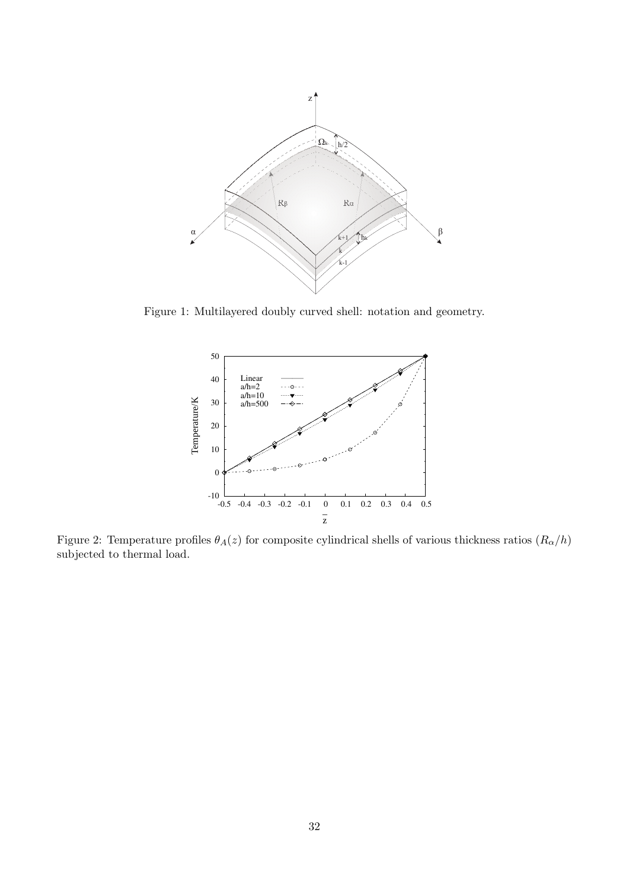Figure 1: Multilayered doubly curved shell: notation and geometry.

Figure 2: Temperature profiles $\theta_A(z)$ for composite cylindrical shells of various thickness ratios $(R_\alpha/h)$ subjected to thermal load.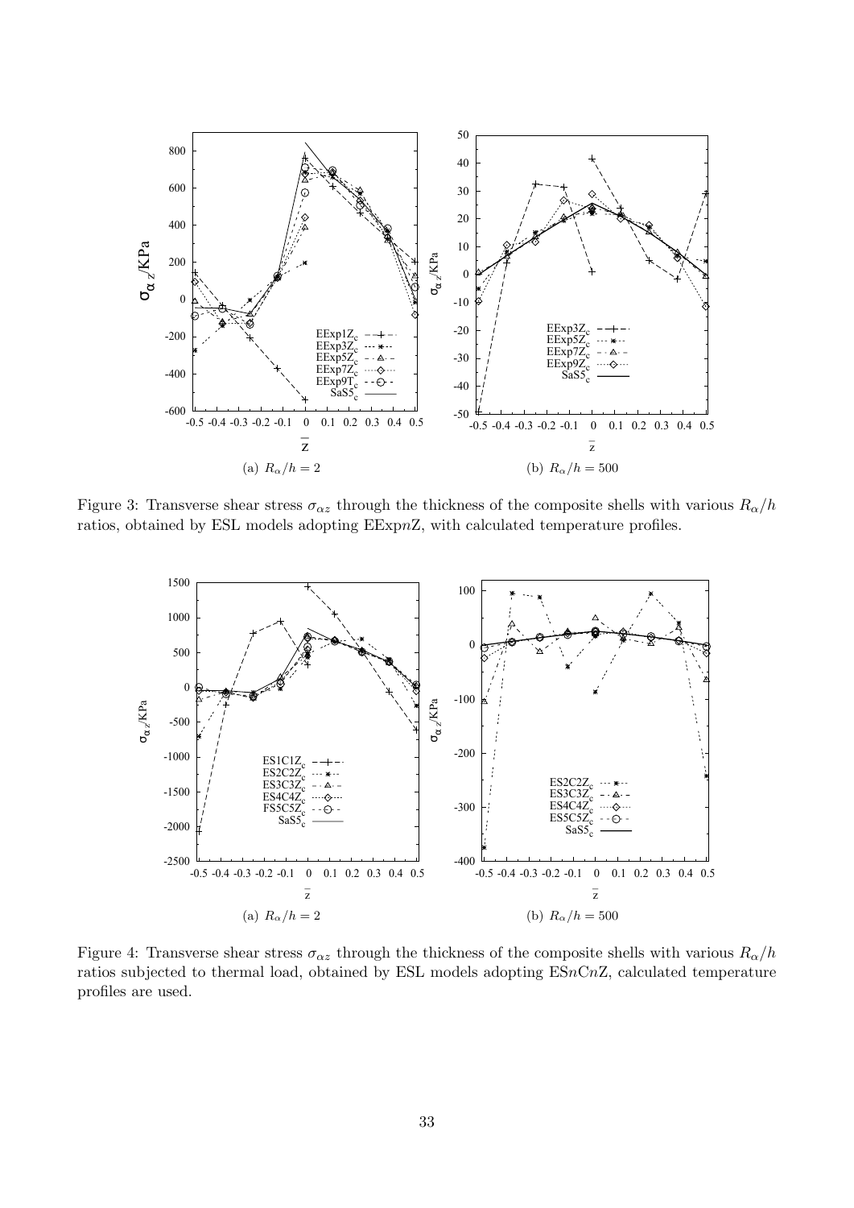(a) $R_\alpha/h = 2$

(b) $R_\alpha/h = 500$

Figure 3: Transverse shear stress $\sigma_{\alpha z}$ through the thickness of the composite shells with various $R_\alpha/h$ ratios, obtained by ESL models adopting EExp$n$Z, with calculated temperature profiles.

(a) $R_\alpha/h = 2$

(b) $R_\alpha/h = 500$

Figure 4: Transverse shear stress $\sigma_{\alpha z}$ through the thickness of the composite shells with various $R_\alpha/h$ ratios subjected to thermal load, obtained by ESL models adopting ES$n$C$n$Z, calculated temperature profiles are used.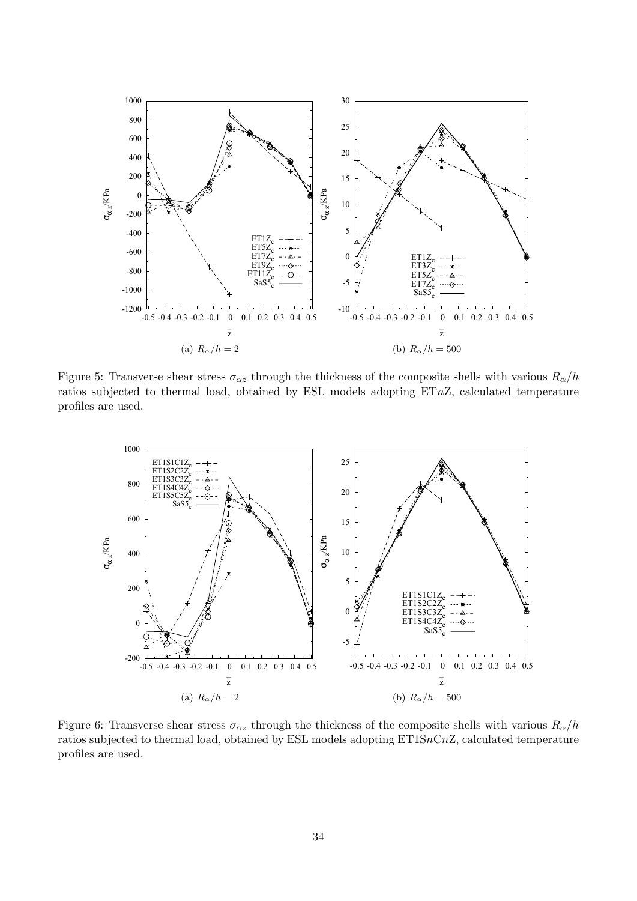(a) $R_\alpha/h = 2$

(b) $R_\alpha/h = 500$

Figure 5: Transverse shear stress $\sigma_{\alpha z}$ through the thickness of the composite shells with various $R_\alpha/h$ ratios subjected to thermal load, obtained by ESL models adopting ET$n$Z, calculated temperature profiles are used.

(a) $R_\alpha/h = 2$

(b) $R_\alpha/h = 500$

Figure 6: Transverse shear stress $\sigma_{\alpha z}$ through the thickness of the composite shells with various $R_\alpha/h$ ratios subjected to thermal load, obtained by ESL models adopting ET1S$n$C$n$Z, calculated temperature profiles are used.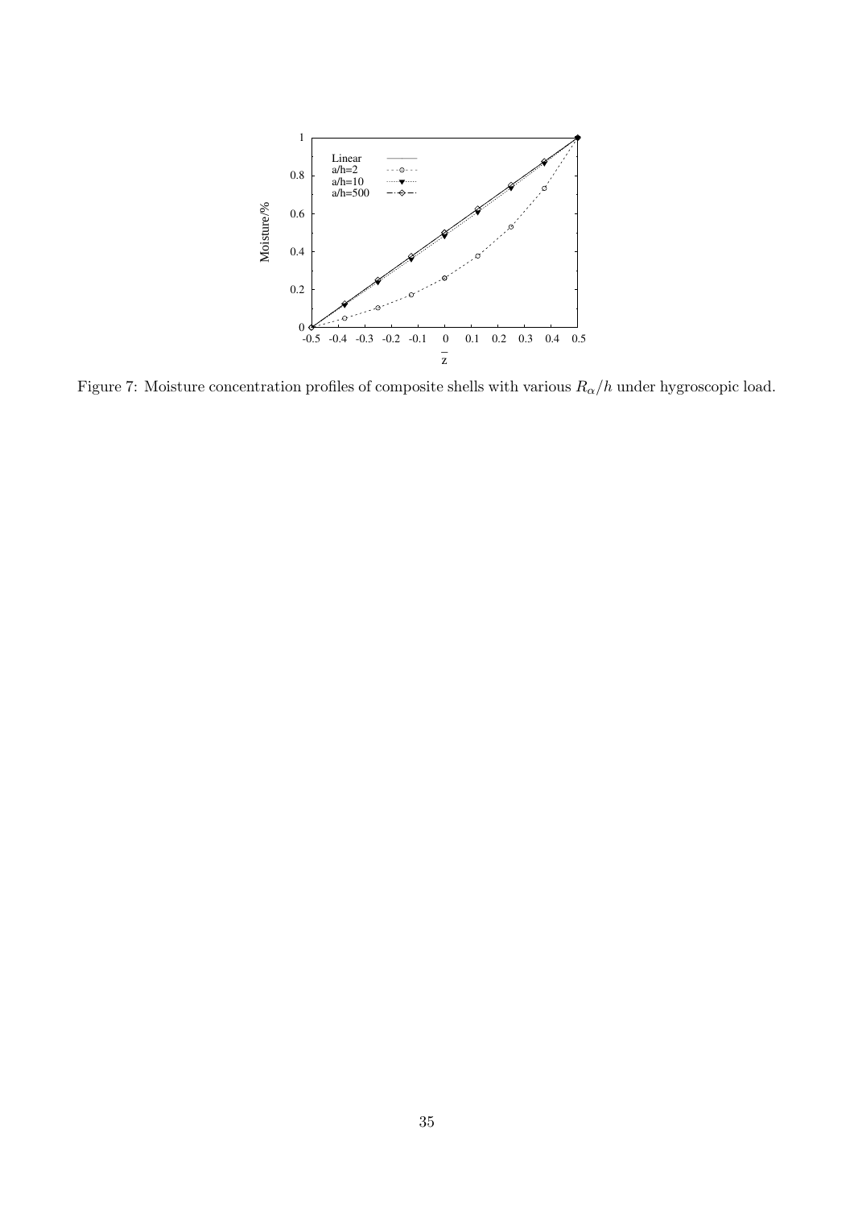Figure 7: Moisture concentration profiles of composite shells with various $R_\alpha/h$ under hygroscopic load.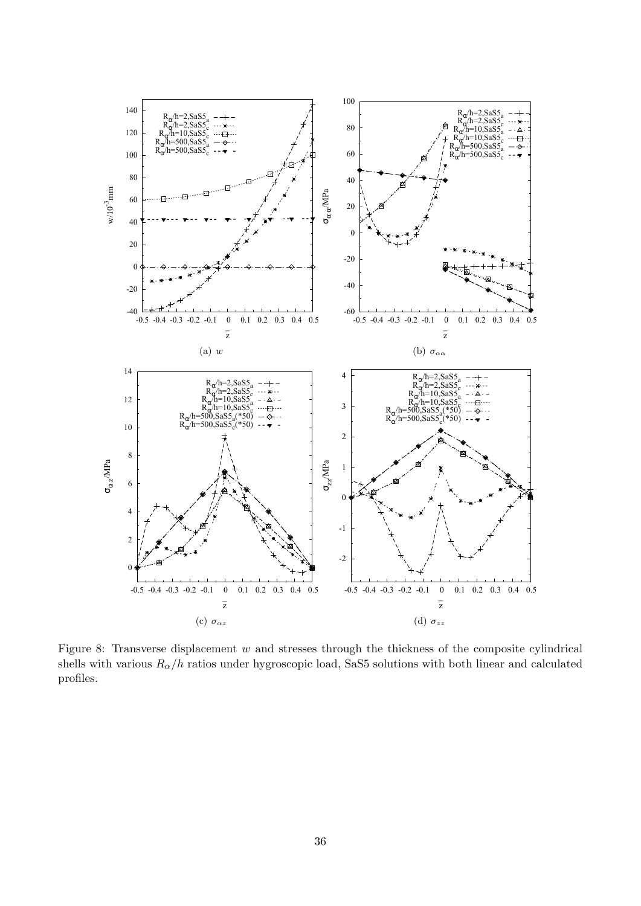(a) $w$

(b) $\sigma_{\alpha\alpha}$

(c) $\sigma_{\alpha z}$

(d) $\sigma_{zz}$

Figure 8: Transverse displacement $w$ and stresses through the thickness of the composite cylindrical shells with various $R_\alpha/h$ ratios under hygroscopic load, SaS5 solutions with both linear and calculated profiles.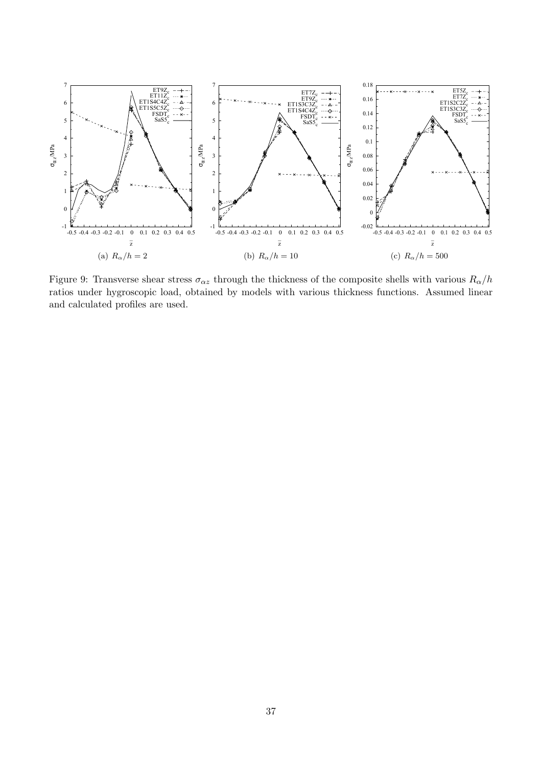7
6
5
4
3
2
1
0
-1

$\sigma_{\alpha z}$/MPa

-0.5 -0.4 -0.3 -0.2 -0.1 0 0.1 0.2 0.3 0.4 0.5

$\bar{z}$

ET9$Z_c$
ET11$Z_c$
ET1S4C4$Z_c$
ET1S5C5$Z_c$
FSDT$_c$
SaS5$_c$

(a) $R_\alpha/h = 2$

7
6
5
4
3
2
1
0
-1

$\sigma_{\alpha z}$/MPa

-0.5 -0.4 -0.3 -0.2 -0.1 0 0.1 0.2 0.3 0.4 0.5

$\bar{z}$

ET7$Z_c$
ET9$Z_c$
ET1S3C3$Z_c$
ET1S4C4$Z_c$
FSDT$_c$
SaS5$_c$

(b) $R_\alpha/h = 10$

0.18
0.16
0.14
0.12
0.1
0.08
0.06
0.04
0.02
0
-0.02

$\sigma_{\alpha z}$/MPa

-0.5 -0.4 -0.3 -0.2 -0.1 0 0.1 0.2 0.3 0.4 0.5

$\bar{z}$

ET5$Z_c$
ET7$Z_c$
ET1S2C2$Z_c$
ET1S3C3$Z_c$
FSDT$_c$
SaS5$_c$

(c) $R_\alpha/h = 500$

Figure 9: Transverse shear stress $\sigma_{\alpha z}$ through the thickness of the composite shells with various $R_\alpha/h$ ratios under hygroscopic load, obtained by models with various thickness functions. Assumed linear and calculated profiles are used.